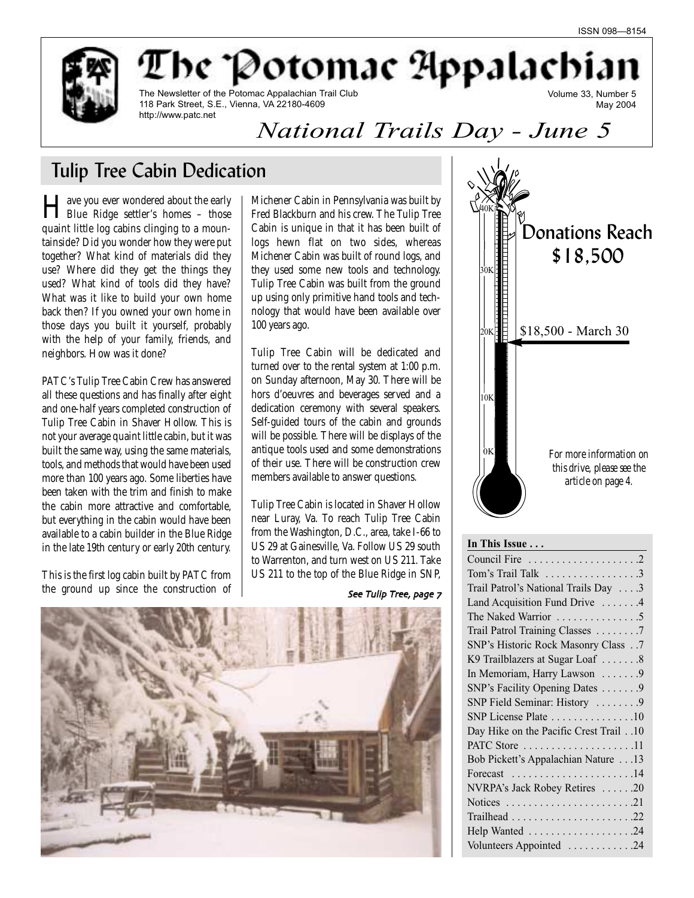ISSN 098—8154

# The Potomac Appalachian

The Newsletter of the Potomac Appalachian Trail Club
118 Park Street, S.E., Vienna, VA 22180-4609
http://www.patc.net

Volume 33, Number 5
May 2004

*National Trails Day - June 5*

## Tulip Tree Cabin Dedication

Have you ever wondered about the early Blue Ridge settler's homes – those quaint little log cabins clinging to a mountainside? Did you wonder how they were put together? What kind of materials did they use? Where did they get the things they used? What kind of tools did they have? What was it like to build your own home back then? If you owned your own home in those days you built it yourself, probably with the help of your family, friends, and neighbors. How was it done?

PATC's Tulip Tree Cabin Crew has answered all these questions and has finally after eight and one-half years completed construction of Tulip Tree Cabin in Shaver Hollow. This is not your average quaint little cabin, but it was built the same way, using the same materials, tools, and methods that would have been used more than 100 years ago. Some liberties have been taken with the trim and finish to make the cabin more attractive and comfortable, but everything in the cabin would have been available to a cabin builder in the Blue Ridge in the late 19th century or early 20th century.

This is the first log cabin built by PATC from the ground up since the construction of Michener Cabin in Pennsylvania was built by Fred Blackburn and his crew. The Tulip Tree Cabin is unique in that it has been built of logs hewn flat on two sides, whereas Michener Cabin was built of round logs, and they used some new tools and technology. Tulip Tree Cabin was built from the ground up using only primitive hand tools and technology that would have been available over 100 years ago.

Tulip Tree Cabin will be dedicated and turned over to the rental system at 1:00 p.m. on Sunday afternoon, May 30. There will be hors d'oeuvres and beverages served and a dedication ceremony with several speakers. Self-guided tours of the cabin and grounds will be possible. There will be displays of the antique tools used and some demonstrations of their use. There will be construction crew members available to answer questions.

Tulip Tree Cabin is located in Shaver Hollow near Luray, Va. To reach Tulip Tree Cabin from the Washington, D.C., area, take I-66 to US 29 at Gainesville, Va. Follow US 29 south to Warrenton, and turn west on US 211. Take US 211 to the top of the Blue Ridge in SNP,

*See Tulip Tree, page 7*

## Donations Reach $18,500

40K
30K
20K
10K
0K

$18,500 - March 30

*For more information on this drive, please see the article on page 4.*

**In This Issue . . .**

| | |
|---|---|
| Council Fire | 2 |
| Tom's Trail Talk | 3 |
| Trail Patrol's National Trails Day | 3 |
| Land Acquisition Fund Drive | 4 |
| The Naked Warrior | 5 |
| Trail Patrol Training Classes | 7 |
| SNP's Historic Rock Masonry Class | 7 |
| K9 Trailblazers at Sugar Loaf | 8 |
| In Memoriam, Harry Lawson | 9 |
| SNP's Facility Opening Dates | 9 |
| SNP Field Seminar: History | 9 |
| SNP License Plate | 10 |
| Day Hike on the Pacific Crest Trail | 10 |
| PATC Store | 11 |
| Bob Pickett's Appalachian Nature | 13 |
| Forecast | 14 |
| NVRPA's Jack Robey Retires | 20 |
| Notices | 21 |
| Trailhead | 22 |
| Help Wanted | 24 |
| Volunteers Appointed | 24 |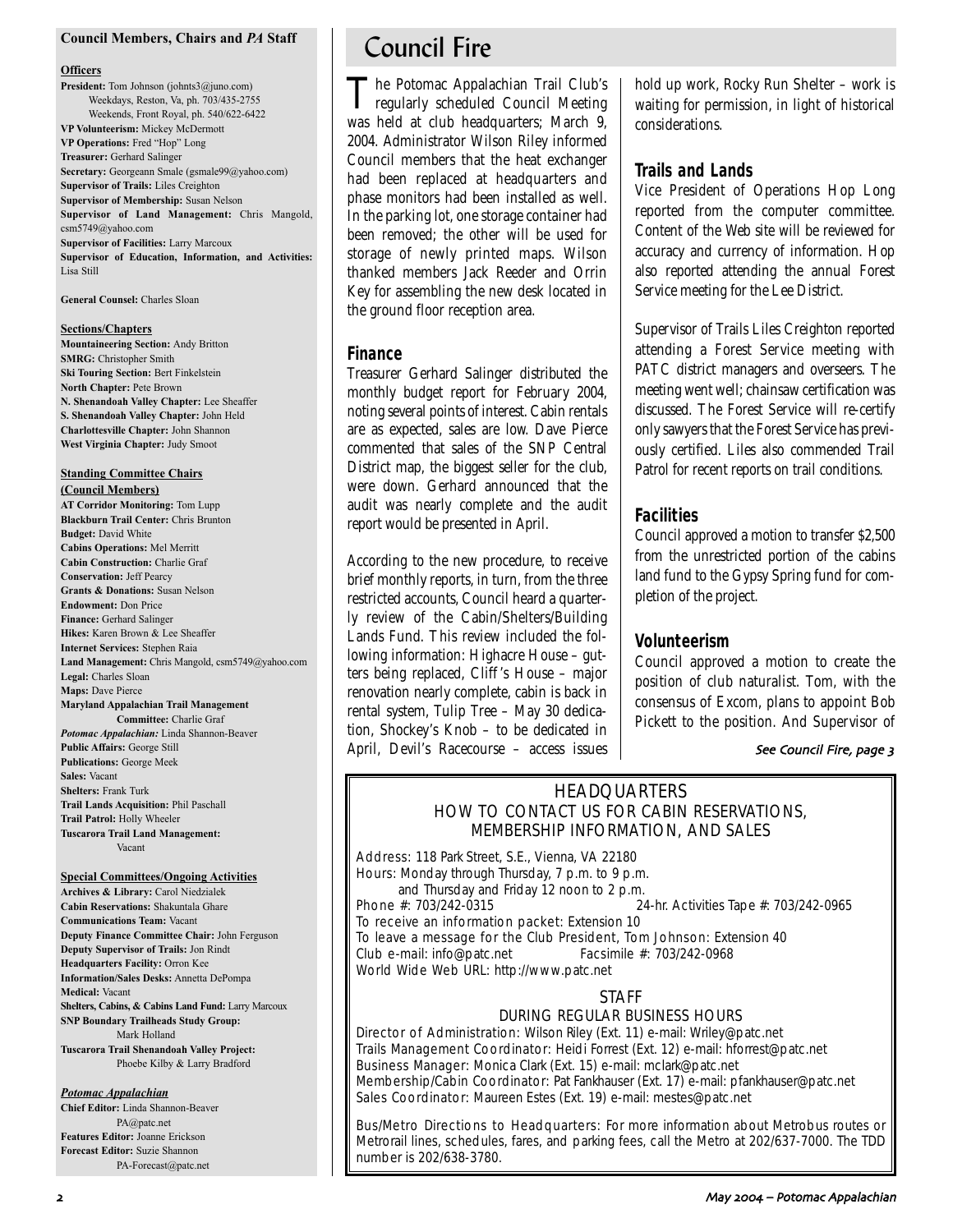# Council Fire

The Potomac Appalachian Trail Club's regularly scheduled Council Meeting was held at club headquarters; March 9, 2004. Administrator Wilson Riley informed Council members that the heat exchanger had been replaced at headquarters and phase monitors had been installed as well. In the parking lot, one storage container had been removed; the other will be used for storage of newly printed maps. Wilson thanked members Jack Reeder and Orrin Key for assembling the new desk located in the ground floor reception area.

## Finance

Treasurer Gerhard Salinger distributed the monthly budget report for February 2004, noting several points of interest. Cabin rentals are as expected, sales are low. Dave Pierce commented that sales of the SNP Central District map, the biggest seller for the club, were down. Gerhard announced that the audit was nearly complete and the audit report would be presented in April.

According to the new procedure, to receive brief monthly reports, in turn, from the three restricted accounts, Council heard a quarterly review of the Cabin/Shelters/Building Lands Fund. This review included the following information: Highacre House – gutters being replaced, Cliff's House – major renovation nearly complete, cabin is back in rental system, Tulip Tree – May 30 dedication, Shockey's Knob – to be dedicated in April, Devil's Racecourse – access issues hold up work, Rocky Run Shelter – work is waiting for permission, in light of historical considerations.

## Trails and Lands

Vice President of Operations Hop Long reported from the computer committee. Content of the Web site will be reviewed for accuracy and currency of information. Hop also reported attending the annual Forest Service meeting for the Lee District.

Supervisor of Trails Liles Creighton reported attending a Forest Service meeting with PATC district managers and overseers. The meeting went well; chainsaw certification was discussed. The Forest Service will re-certify only sawyers that the Forest Service has previously certified. Liles also commended Trail Patrol for recent reports on trail conditions.

## Facilities

Council approved a motion to transfer $2,500 from the unrestricted portion of the cabins land fund to the Gypsy Spring fund for completion of the project.

## Volunteerism

Council approved a motion to create the position of club naturalist. Tom, with the consensus of Excom, plans to appoint Bob Pickett to the position. And Supervisor of

*See Council Fire, page 3*

---

**Council Members, Chairs and *PA* Staff**

**Officers**

**President:** Tom Johnson (johnts3@juno.com)
Weekdays, Reston, Va, ph. 703/435-2755
Weekends, Front Royal, ph. 540/622-6422
**VP Volunteerism:** Mickey McDermott
**VP Operations:** Fred "Hop" Long
**Treasurer:** Gerhard Salinger
**Secretary:** Georgeann Smale (gsmale99@yahoo.com)
**Supervisor of Trails:** Liles Creighton
**Supervisor of Membership:** Susan Nelson
**Supervisor of Land Management:** Chris Mangold, csm5749@yahoo.com
**Supervisor of Facilities:** Larry Marcoux
**Supervisor of Education, Information, and Activities:** Lisa Still

**General Counsel:** Charles Sloan

**Sections/Chapters**

**Mountaineering Section:** Andy Britton
**SMRG:** Christopher Smith
**Ski Touring Section:** Bert Finkelstein
**North Chapter:** Pete Brown
**N. Shenandoah Valley Chapter:** Lee Sheaffer
**S. Shenandoah Valley Chapter:** John Held
**Charlottesville Chapter:** John Shannon
**West Virginia Chapter:** Judy Smoot

**Standing Committee Chairs (Council Members)**

**AT Corridor Monitoring:** Tom Lupp
**Blackburn Trail Center:** Chris Brunton
**Budget:** David White
**Cabins Operations:** Mel Merritt
**Cabin Construction:** Charlie Graf
**Conservation:** Jeff Pearcy
**Grants & Donations:** Susan Nelson
**Endowment:** Don Price
**Finance:** Gerhard Salinger
**Hikes:** Karen Brown & Lee Sheaffer
**Internet Services:** Stephen Raia
**Land Management:** Chris Mangold, csm5749@yahoo.com
**Legal:** Charles Sloan
**Maps:** Dave Pierce
**Maryland Appalachian Trail Management Committee:** Charlie Graf
***Potomac Appalachian:*** Linda Shannon-Beaver
**Public Affairs:** George Still
**Publications:** George Meek
**Sales:** Vacant
**Shelters:** Frank Turk
**Trail Lands Acquisition:** Phil Paschall
**Trail Patrol:** Holly Wheeler
**Tuscarora Trail Land Management:** Vacant

**Special Committees/Ongoing Activities**

**Archives & Library:** Carol Niedzialek
**Cabin Reservations:** Shakuntala Ghare
**Communications Team:** Vacant
**Deputy Finance Committee Chair:** John Ferguson
**Deputy Supervisor of Trails:** Jon Rindt
**Headquarters Facility:** Orron Kee
**Information/Sales Desks:** Annetta DePompa
**Medical:** Vacant
**Shelters, Cabins, & Cabins Land Fund:** Larry Marcoux
**SNP Boundary Trailheads Study Group:** Mark Holland
**Tuscarora Trail Shenandoah Valley Project:** Phoebe Kilby & Larry Bradford

***Potomac Appalachian***

**Chief Editor:** Linda Shannon-Beaver
PA@patc.net
**Features Editor:** Joanne Erickson
**Forecast Editor:** Suzie Shannon
PA-Forecast@patc.net

---

## HEADQUARTERS
### HOW TO CONTACT US FOR CABIN RESERVATIONS, MEMBERSHIP INFORMATION, AND SALES

Address: 118 Park Street, S.E., Vienna, VA 22180
Hours: Monday through Thursday, 7 p.m. to 9 p.m.
and Thursday and Friday 12 noon to 2 p.m.
Phone #: 703/242-0315 — 24-hr. Activities Tape #: 703/242-0965
To receive an information packet: Extension 10
To leave a message for the Club President, Tom Johnson: Extension 40
Club e-mail: info@patc.net — Facsimile #: 703/242-0968
World Wide Web URL: http://www.patc.net

### STAFF
#### DURING REGULAR BUSINESS HOURS

Director of Administration: Wilson Riley (Ext. 11) e-mail: Wriley@patc.net
Trails Management Coordinator: Heidi Forrest (Ext. 12) e-mail: hforrest@patc.net
Business Manager: Monica Clark (Ext. 15) e-mail: mclark@patc.net
Membership/Cabin Coordinator: Pat Fankhauser (Ext. 17) e-mail: pfankhauser@patc.net
Sales Coordinator: Maureen Estes (Ext. 19) e-mail: mestes@patc.net

Bus/Metro Directions to Headquarters: For more information about Metrobus routes or Metrorail lines, schedules, fares, and parking fees, call the Metro at 202/637-7000. The TDD number is 202/638-3780.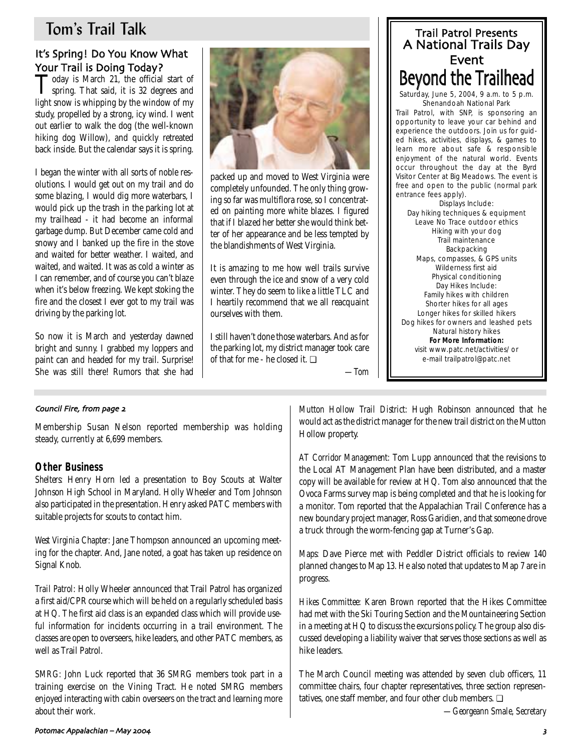# Tom's Trail Talk

## It's Spring! Do You Know What Your Trail is Doing Today?

Today is March 21, the official start of spring. That said, it is 32 degrees and light snow is whipping by the window of my study, propelled by a strong, icy wind. I went out earlier to walk the dog (the well-known hiking dog Willow), and quickly retreated back inside. But the calendar says it is spring.

I began the winter with all sorts of noble resolutions. I would get out on my trail and do some blazing, I would dig more waterbars, I would pick up the trash in the parking lot at my trailhead - it had become an informal garbage dump. But December came cold and snowy and I banked up the fire in the stove and waited for better weather. I waited, and waited, and waited. It was as cold a winter as I can remember, and of course you can't blaze when it's below freezing. We kept stoking the fire and the closest I ever got to my trail was driving by the parking lot.

So now it is March and yesterday dawned bright and sunny. I grabbed my loppers and paint can and headed for my trail. Surprise! She was still there! Rumors that she had packed up and moved to West Virginia were completely unfounded. The only thing growing so far was multiflora rose, so I concentrated on painting more white blazes. I figured that if I blazed her better she would think better of her appearance and be less tempted by the blandishments of West Virginia.

It is amazing to me how well trails survive even through the ice and snow of a very cold winter. They do seem to like a little TLC and I heartily recommend that we all reacquaint ourselves with them.

I still haven't done those waterbars. And as for the parking lot, my district manager took care of that for me - he closed it. ❑

*—Tom*

---

## Trail Patrol Presents A National Trails Day Event

# Beyond the Trailhead

Saturday, June 5, 2004, 9 a.m. to 5 p.m.
Shenandoah National Park

Trail Patrol, with SNP, is sponsoring an opportunity to leave your car behind and experience the outdoors. Join us for guided hikes, activities, displays, & games to learn more about safe & responsible enjoyment of the natural world. Events occur throughout the day at the Byrd Visitor Center at Big Meadows. The event is free and open to the public (normal park entrance fees apply).

Displays Include:
Day hiking techniques & equipment
Leave No Trace outdoor ethics
Hiking with your dog
Trail maintenance
Backpacking
Maps, compasses, & GPS units
Wilderness first aid
Physical conditioning

Day Hikes Include:
Family hikes with children
Shorter hikes for all ages
Longer hikes for skilled hikers
Dog hikes for owners and leashed pets
Natural history hikes

**For More Information:**
visit www.patc.net/activities/ or
e-mail trailpatrol@patc.net

---

*Council Fire, from page 2*

Membership Susan Nelson reported membership was holding steady, currently at 6,699 members.

### Other Business

*Shelters:* Henry Horn led a presentation to Boy Scouts at Walter Johnson High School in Maryland. Holly Wheeler and Tom Johnson also participated in the presentation. Henry asked PATC members with suitable projects for scouts to contact him.

*West Virginia Chapter:* Jane Thompson announced an upcoming meeting for the chapter. And, Jane noted, a goat has taken up residence on Signal Knob.

*Trail Patrol:* Holly Wheeler announced that Trail Patrol has organized a first aid/CPR course which will be held on a regularly scheduled basis at HQ. The first aid class is an expanded class which will provide useful information for incidents occurring in a trail environment. The classes are open to overseers, hike leaders, and other PATC members, as well as Trail Patrol.

*SMRG:* John Luck reported that 36 SMRG members took part in a training exercise on the Vining Tract. He noted SMRG members enjoyed interacting with cabin overseers on the tract and learning more about their work.

*Mutton Hollow Trail District:* Hugh Robinson announced that he would act as the district manager for the new trail district on the Mutton Hollow property.

*AT Corridor Management:* Tom Lupp announced that the revisions to the Local AT Management Plan have been distributed, and a master copy will be available for review at HQ. Tom also announced that the Ovoca Farms survey map is being completed and that he is looking for a monitor. Tom reported that the Appalachian Trail Conference has a new boundary project manager, Ross Garidien, and that someone drove a truck through the worm-fencing gap at Turner's Gap.

*Maps:* Dave Pierce met with Peddler District officials to review 140 planned changes to Map 13. He also noted that updates to Map 7 are in progress.

*Hikes Committee:* Karen Brown reported that the Hikes Committee had met with the Ski Touring Section and the Mountaineering Section in a meeting at HQ to discuss the excursions policy. The group also discussed developing a liability waiver that serves those sections as well as hike leaders.

The March Council meeting was attended by seven club officers, 11 committee chairs, four chapter representatives, three section representatives, one staff member, and four other club members. ❑

*—Georgeann Smale, Secretary*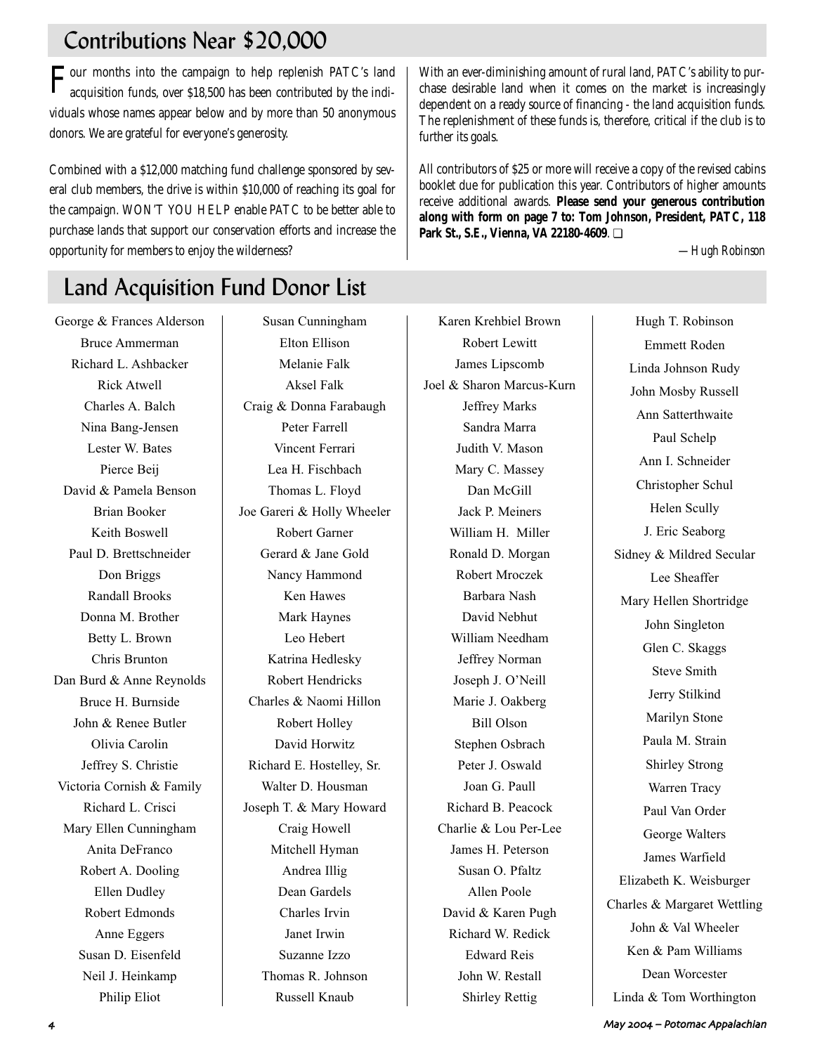## Contributions Near $20,000

Four months into the campaign to help replenish PATC's land acquisition funds, over $18,500 has been contributed by the individuals whose names appear below and by more than 50 anonymous donors. We are grateful for everyone's generosity.

Combined with a $12,000 matching fund challenge sponsored by several club members, the drive is within $10,000 of reaching its goal for the campaign. WON'T YOU HELP enable PATC to be better able to purchase lands that support our conservation efforts and increase the opportunity for members to enjoy the wilderness?

With an ever-diminishing amount of rural land, PATC's ability to purchase desirable land when it comes on the market is increasingly dependent on a ready source of financing - the land acquisition funds. The replenishment of these funds is, therefore, critical if the club is to further its goals.

All contributors of $25 or more will receive a copy of the revised cabins booklet due for publication this year. Contributors of higher amounts receive additional awards. **Please send your generous contribution along with form on page 7 to: Tom Johnson, President, PATC, 118 Park St., S.E., Vienna, VA 22180-4609**. ❑

*—Hugh Robinson*

## Land Acquisition Fund Donor List

George & Frances Alderson
Bruce Ammerman
Richard L. Ashbacker
Rick Atwell
Charles A. Balch
Nina Bang-Jensen
Lester W. Bates
Pierce Beij
David & Pamela Benson
Brian Booker
Keith Boswell
Paul D. Brettschneider
Don Briggs
Randall Brooks
Donna M. Brother
Betty L. Brown
Chris Brunton
Dan Burd & Anne Reynolds
Bruce H. Burnside
John & Renee Butler
Olivia Carolin
Jeffrey S. Christie
Victoria Cornish & Family
Richard L. Crisci
Mary Ellen Cunningham
Anita DeFranco
Robert A. Dooling
Ellen Dudley
Robert Edmonds
Anne Eggers
Susan D. Eisenfeld
Neil J. Heinkamp
Philip Eliot
Susan Cunningham
Elton Ellison
Melanie Falk
Aksel Falk
Craig & Donna Farabaugh
Peter Farrell
Vincent Ferrari
Lea H. Fischbach
Thomas L. Floyd
Joe Gareri & Holly Wheeler
Robert Garner
Gerard & Jane Gold
Nancy Hammond
Ken Hawes
Mark Haynes
Leo Hebert
Katrina Hedlesky
Robert Hendricks
Charles & Naomi Hillon
Robert Holley
David Horwitz
Richard E. Hostelley, Sr.
Walter D. Housman
Joseph T. & Mary Howard
Craig Howell
Mitchell Hyman
Andrea Illig
Dean Gardels
Charles Irvin
Janet Irwin
Suzanne Izzo
Thomas R. Johnson
Russell Knaub
Karen Krehbiel Brown
Robert Lewitt
James Lipscomb
Joel & Sharon Marcus-Kurn
Jeffrey Marks
Sandra Marra
Judith V. Mason
Mary C. Massey
Dan McGill
Jack P. Meiners
William H. Miller
Ronald D. Morgan
Robert Mroczek
Barbara Nash
David Nebhut
William Needham
Jeffrey Norman
Joseph J. O'Neill
Marie J. Oakberg
Bill Olson
Stephen Osbrach
Peter J. Oswald
Joan G. Paull
Richard B. Peacock
Charlie & Lou Per-Lee
James H. Peterson
Susan O. Pfaltz
Allen Poole
David & Karen Pugh
Richard W. Redick
Edward Reis
John W. Restall
Shirley Rettig
Hugh T. Robinson
Emmett Roden
Linda Johnson Rudy
John Mosby Russell
Ann Satterthwaite
Paul Schelp
Ann I. Schneider
Christopher Schul
Helen Scully
J. Eric Seaborg
Sidney & Mildred Secular
Lee Sheaffer
Mary Hellen Shortridge
John Singleton
Glen C. Skaggs
Steve Smith
Jerry Stilkind
Marilyn Stone
Paula M. Strain
Shirley Strong
Warren Tracy
Paul Van Order
George Walters
James Warfield
Elizabeth K. Weisburger
Charles & Margaret Wettling
John & Val Wheeler
Ken & Pam Williams
Dean Worcester
Linda & Tom Worthington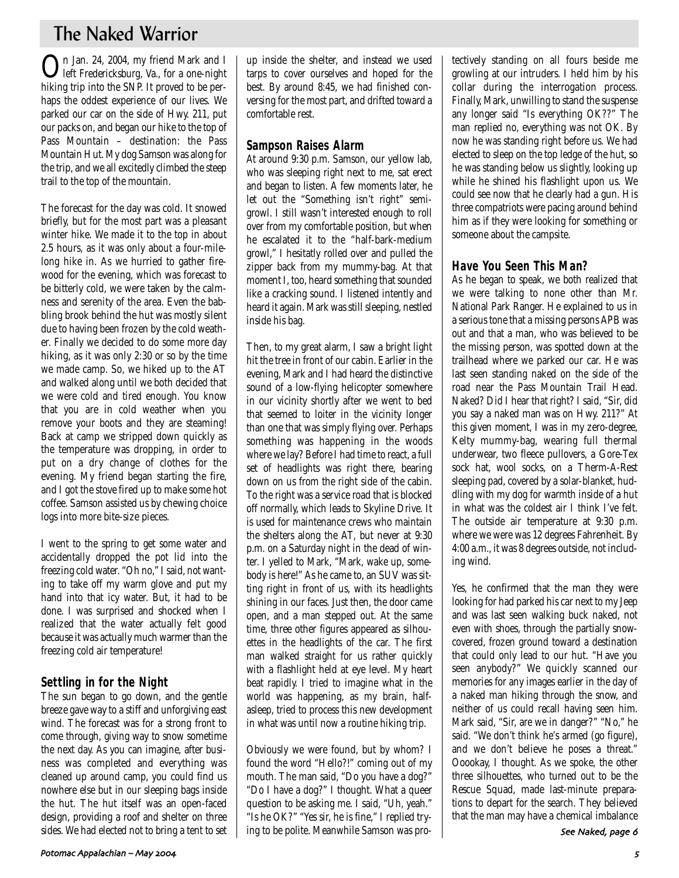# The Naked Warrior

On Jan. 24, 2004, my friend Mark and I left Fredericksburg, Va., for a one-night hiking trip into the SNP. It proved to be perhaps the oddest experience of our lives. We parked our car on the side of Hwy. 211, put our packs on, and began our hike to the top of Pass Mountain – destination: the Pass Mountain Hut. My dog Samson was along for the trip, and we all excitedly climbed the steep trail to the top of the mountain.

The forecast for the day was cold. It snowed briefly, but for the most part was a pleasant winter hike. We made it to the top in about 2.5 hours, as it was only about a four-mile-long hike in. As we hurried to gather firewood for the evening, which was forecast to be bitterly cold, we were taken by the calmness and serenity of the area. Even the babbling brook behind the hut was mostly silent due to having been frozen by the cold weather. Finally we decided to do some more day hiking, as it was only 2:30 or so by the time we made camp. So, we hiked up to the AT and walked along until we both decided that we were cold and tired enough. You know that you are in cold weather when you remove your boots and they are steaming! Back at camp we stripped down quickly as the temperature was dropping, in order to put on a dry change of clothes for the evening. My friend began starting the fire, and I got the stove fired up to make some hot coffee. Samson assisted us by chewing choice logs into more bite-size pieces.

I went to the spring to get some water and accidentally dropped the pot lid into the freezing cold water. "Oh no," I said, not wanting to take off my warm glove and put my hand into that icy water. But, it had to be done. I was surprised and shocked when I realized that the water actually felt good because it was actually much warmer than the freezing cold air temperature!

## Settling in for the Night

The sun began to go down, and the gentle breeze gave way to a stiff and unforgiving east wind. The forecast was for a strong front to come through, giving way to snow sometime the next day. As you can imagine, after business was completed and everything was cleaned up around camp, you could find us nowhere else but in our sleeping bags inside the hut. The hut itself was an open-faced design, providing a roof and shelter on three sides. We had elected not to bring a tent to set up inside the shelter, and instead we used tarps to cover ourselves and hoped for the best. By around 8:45, we had finished conversing for the most part, and drifted toward a comfortable rest.

## Sampson Raises Alarm

At around 9:30 p.m. Samson, our yellow lab, who was sleeping right next to me, sat erect and began to listen. A few moments later, he let out the "Something isn't right" semi-growl. I still wasn't interested enough to roll over from my comfortable position, but when he escalated it to the "half-bark-medium growl," I hesitatly rolled over and pulled the zipper back from my mummy-bag. At that moment I, too, heard something that sounded like a cracking sound. I listened intently and heard it again. Mark was still sleeping, nestled inside his bag.

Then, to my great alarm, I saw a bright light hit the tree in front of our cabin. Earlier in the evening, Mark and I had heard the distinctive sound of a low-flying helicopter somewhere in our vicinity shortly after we went to bed that seemed to loiter in the vicinity longer than one that was simply flying over. Perhaps something was happening in the woods where we lay? Before I had time to react, a full set of headlights was right there, bearing down on us from the right side of the cabin. To the right was a service road that is blocked off normally, which leads to Skyline Drive. It is used for maintenance crews who maintain the shelters along the AT, but never at 9:30 p.m. on a Saturday night in the dead of winter. I yelled to Mark, "Mark, wake up, somebody is here!" As he came to, an SUV was sitting right in front of us, with its headlights shining in our faces. Just then, the door came open, and a man stepped out. At the same time, three other figures appeared as silhouettes in the headlights of the car. The first man walked straight for us rather quickly with a flashlight held at eye level. My heart beat rapidly. I tried to imagine what in the world was happening, as my brain, half-asleep, tried to process this new development in what was until now a routine hiking trip.

Obviously we were found, but by whom? I found the word "Hello?!" coming out of my mouth. The man said, "Do you have a dog?" "Do I have a dog?" I thought. What a queer question to be asking me. I said, "Uh, yeah." "Is he OK?" "Yes sir, he is fine," I replied trying to be polite. Meanwhile Samson was protectively standing on all fours beside me growling at our intruders. I held him by his collar during the interrogation process. Finally, Mark, unwilling to stand the suspense any longer said "Is everything OK??" The man replied no, everything was not OK. By now he was standing right before us. We had elected to sleep on the top ledge of the hut, so he was standing below us slightly, looking up while he shined his flashlight upon us. We could see now that he clearly had a gun. His three compatriots were pacing around behind him as if they were looking for something or someone about the campsite.

## Have You Seen This Man?

As he began to speak, we both realized that we were talking to none other than Mr. National Park Ranger. He explained to us in a serious tone that a missing persons APB was out and that a man, who was believed to be the missing person, was spotted down at the trailhead where we parked our car. He was last seen standing naked on the side of the road near the Pass Mountain Trail Head. Naked? Did I hear that right? I said, "Sir, did you say a naked man was on Hwy. 211?" At this given moment, I was in my zero-degree, Kelty mummy-bag, wearing full thermal underwear, two fleece pullovers, a Gore-Tex sock hat, wool socks, on a Therm-A-Rest sleeping pad, covered by a solar-blanket, huddling with my dog for warmth inside of a hut in what was the coldest air I think I've felt. The outside air temperature at 9:30 p.m. where we were was 12 degrees Fahrenheit. By 4:00 a.m., it was 8 degrees outside, not including wind.

Yes, he confirmed that the man they were looking for had parked his car next to my Jeep and was last seen walking buck naked, not even with shoes, through the partially snow-covered, frozen ground toward a destination that could only lead to our hut. "Have you seen anybody?" We quickly scanned our memories for any images earlier in the day of a naked man hiking through the snow, and neither of us could recall having seen him. Mark said, "Sir, are we in danger?" "No," he said. "We don't think he's armed (go figure), and we don't believe he poses a threat." Ooookay, I thought. As we spoke, the other three silhouettes, who turned out to be the Rescue Squad, made last-minute preparations to depart for the search. They believed that the man may have a chemical imbalance

*See Naked, page 6*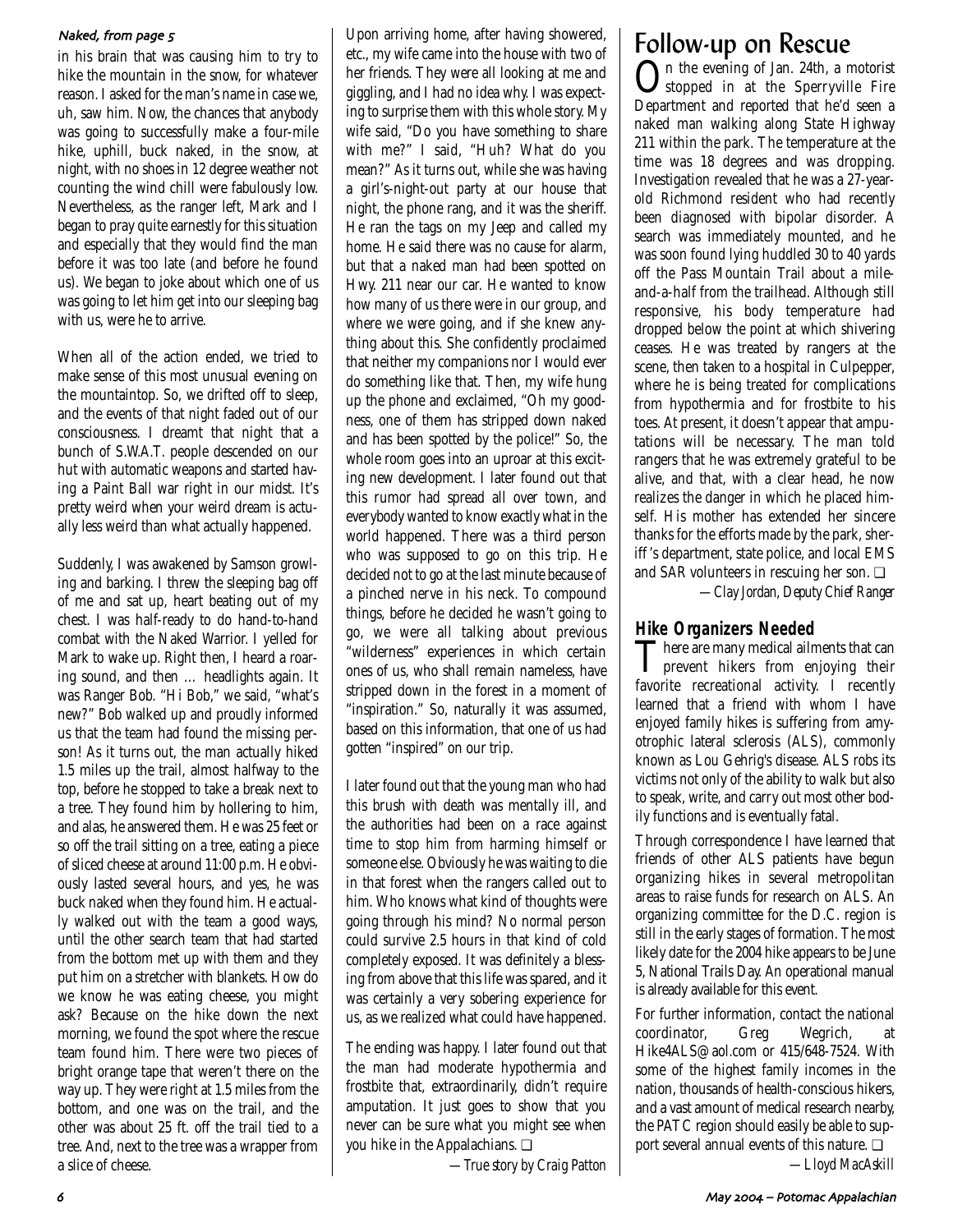*Naked, from page 5*

in his brain that was causing him to try to hike the mountain in the snow, for whatever reason. I asked for the man's name in case we, uh, saw him. Now, the chances that anybody was going to successfully make a four-mile hike, uphill, buck naked, in the snow, at night, with no shoes in 12 degree weather not counting the wind chill were fabulously low. Nevertheless, as the ranger left, Mark and I began to pray quite earnestly for this situation and especially that they would find the man before it was too late (and before he found us). We began to joke about which one of us was going to let him get into our sleeping bag with us, were he to arrive.

When all of the action ended, we tried to make sense of this most unusual evening on the mountaintop. So, we drifted off to sleep, and the events of that night faded out of our consciousness. I dreamt that night that a bunch of S.W.A.T. people descended on our hut with automatic weapons and started having a Paint Ball war right in our midst. It's pretty weird when your weird dream is actually less weird than what actually happened.

Suddenly, I was awakened by Samson growling and barking. I threw the sleeping bag off of me and sat up, heart beating out of my chest. I was half-ready to do hand-to-hand combat with the Naked Warrior. I yelled for Mark to wake up. Right then, I heard a roaring sound, and then … headlights again. It was Ranger Bob. "Hi Bob," we said, "what's new?" Bob walked up and proudly informed us that the team had found the missing person! As it turns out, the man actually hiked 1.5 miles up the trail, almost halfway to the top, before he stopped to take a break next to a tree. They found him by hollering to him, and alas, he answered them. He was 25 feet or so off the trail sitting on a tree, eating a piece of sliced cheese at around 11:00 p.m. He obviously lasted several hours, and yes, he was buck naked when they found him. He actually walked out with the team a good ways, until the other search team that had started from the bottom met up with them and they put him on a stretcher with blankets. How do we know he was eating cheese, you might ask? Because on the hike down the next morning, we found the spot where the rescue team found him. There were two pieces of bright orange tape that weren't there on the way up. They were right at 1.5 miles from the bottom, and one was on the trail, and the other was about 25 ft. off the trail tied to a tree. And, next to the tree was a wrapper from a slice of cheese.

Upon arriving home, after having showered, etc., my wife came into the house with two of her friends. They were all looking at me and giggling, and I had no idea why. I was expecting to surprise them with this whole story. My wife said, "Do you have something to share with me?" I said, "Huh? What do you mean?" As it turns out, while she was having a girl's-night-out party at our house that night, the phone rang, and it was the sheriff. He ran the tags on my Jeep and called my home. He said there was no cause for alarm, but that a naked man had been spotted on Hwy. 211 near our car. He wanted to know how many of us there were in our group, and where we were going, and if she knew anything about this. She confidently proclaimed that neither my companions nor I would ever do something like that. Then, my wife hung up the phone and exclaimed, "Oh my goodness, one of them has stripped down naked and has been spotted by the police!" So, the whole room goes into an uproar at this exciting new development. I later found out that this rumor had spread all over town, and everybody wanted to know exactly what in the world happened. There was a third person who was supposed to go on this trip. He decided not to go at the last minute because of a pinched nerve in his neck. To compound things, before he decided he wasn't going to go, we were all talking about previous "wilderness" experiences in which certain ones of us, who shall remain nameless, have stripped down in the forest in a moment of "inspiration." So, naturally it was assumed, based on this information, that one of us had gotten "inspired" on our trip.

I later found out that the young man who had this brush with death was mentally ill, and the authorities had been on a race against time to stop him from harming himself or someone else. Obviously he was waiting to die in that forest when the rangers called out to him. Who knows what kind of thoughts were going through his mind? No normal person could survive 2.5 hours in that kind of cold completely exposed. It was definitely a blessing from above that this life was spared, and it was certainly a very sobering experience for us, as we realized what could have happened.

The ending was happy. I later found out that the man had moderate hypothermia and frostbite that, extraordinarily, didn't require amputation. It just goes to show that you never can be sure what you might see when you hike in the Appalachians. ❑

*—True story by Craig Patton*

# Follow-up on Rescue

On the evening of Jan. 24th, a motorist stopped in at the Sperryville Fire Department and reported that he'd seen a naked man walking along State Highway 211 within the park. The temperature at the time was 18 degrees and was dropping. Investigation revealed that he was a 27-year-old Richmond resident who had recently been diagnosed with bipolar disorder. A search was immediately mounted, and he was soon found lying huddled 30 to 40 yards off the Pass Mountain Trail about a mile-and-a-half from the trailhead. Although still responsive, his body temperature had dropped below the point at which shivering ceases. He was treated by rangers at the scene, then taken to a hospital in Culpepper, where he is being treated for complications from hypothermia and for frostbite to his toes. At present, it doesn't appear that amputations will be necessary. The man told rangers that he was extremely grateful to be alive, and that, with a clear head, he now realizes the danger in which he placed himself. His mother has extended her sincere thanks for the efforts made by the park, sheriff's department, state police, and local EMS and SAR volunteers in rescuing her son. ❑

*—Clay Jordan, Deputy Chief Ranger*

## Hike Organizers Needed

There are many medical ailments that can prevent hikers from enjoying their favorite recreational activity. I recently learned that a friend with whom I have enjoyed family hikes is suffering from amyotrophic lateral sclerosis (ALS), commonly known as Lou Gehrig's disease. ALS robs its victims not only of the ability to walk but also to speak, write, and carry out most other bodily functions and is eventually fatal.

Through correspondence I have learned that friends of other ALS patients have begun organizing hikes in several metropolitan areas to raise funds for research on ALS. An organizing committee for the D.C. region is still in the early stages of formation. The most likely date for the 2004 hike appears to be June 5, National Trails Day. An operational manual is already available for this event.

For further information, contact the national coordinator, Greg Wegrich, at Hike4ALS@aol.com or 415/648-7524. With some of the highest family incomes in the nation, thousands of health-conscious hikers, and a vast amount of medical research nearby, the PATC region should easily be able to support several annual events of this nature. ❑

*—Lloyd MacAskill*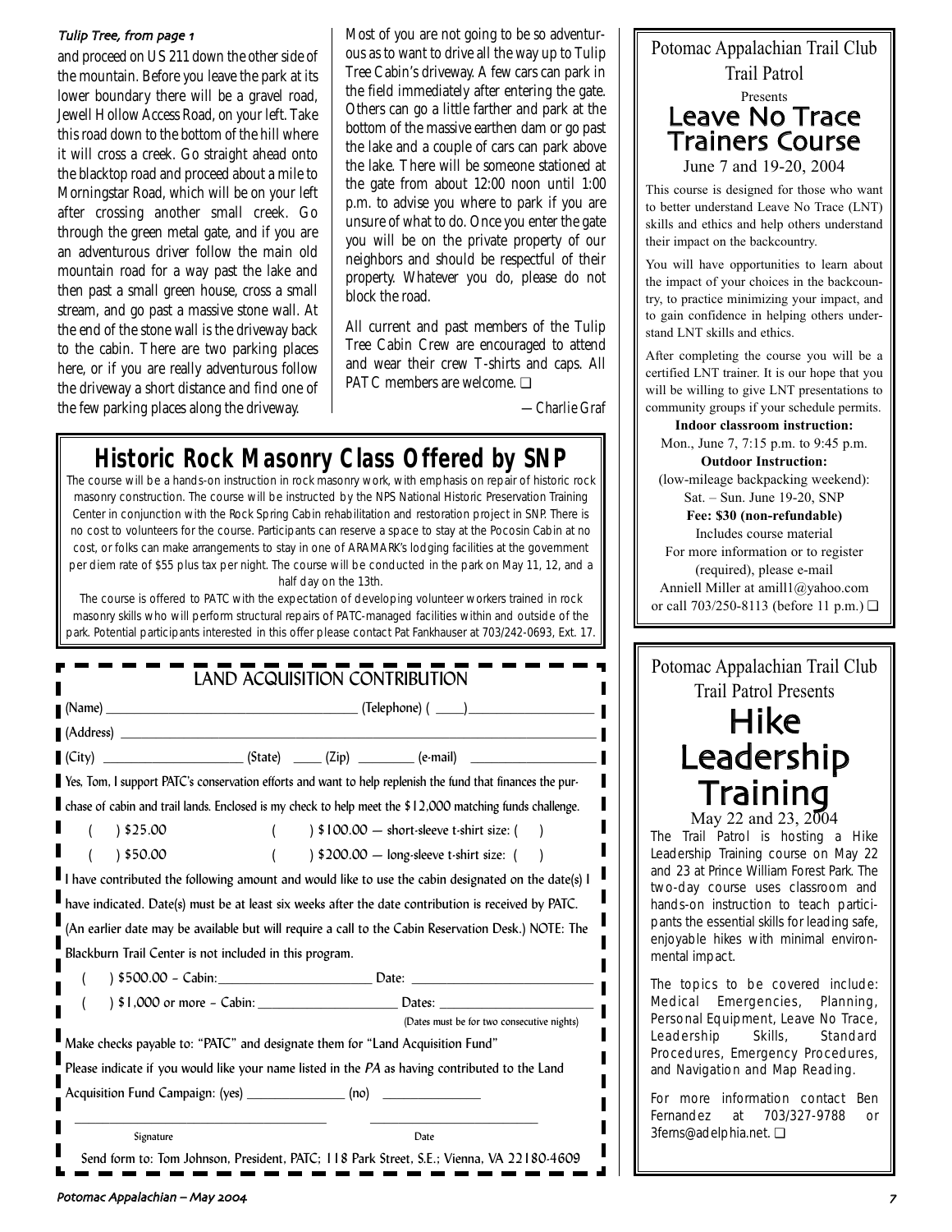*Tulip Tree, from page 1*

and proceed on US 211 down the other side of the mountain. Before you leave the park at its lower boundary there will be a gravel road, Jewell Hollow Access Road, on your left. Take this road down to the bottom of the hill where it will cross a creek. Go straight ahead onto the blacktop road and proceed about a mile to Morningstar Road, which will be on your left after crossing another small creek. Go through the green metal gate, and if you are an adventurous driver follow the main old mountain road for a way past the lake and then past a small green house, cross a small stream, and go past a massive stone wall. At the end of the stone wall is the driveway back to the cabin. There are two parking places here, or if you are really adventurous follow the driveway a short distance and find one of the few parking places along the driveway.

Most of you are not going to be so adventurous as to want to drive all the way up to Tulip Tree Cabin's driveway. A few cars can park in the field immediately after entering the gate. Others can go a little farther and park at the bottom of the massive earthen dam or go past the lake and a couple of cars can park above the lake. There will be someone stationed at the gate from about 12:00 noon until 1:00 p.m. to advise you where to park if you are unsure of what to do. Once you enter the gate you will be on the private property of our neighbors and should be respectful of their property. Whatever you do, please do not block the road.

All current and past members of the Tulip Tree Cabin Crew are encouraged to attend and wear their crew T-shirts and caps. All PATC members are welcome. ❑

—Charlie Graf

# Historic Rock Masonry Class Offered by SNP

The course will be a hands-on instruction in rock masonry work, with emphasis on repair of historic rock masonry construction. The course will be instructed by the NPS National Historic Preservation Training Center in conjunction with the Rock Spring Cabin rehabilitation and restoration project in SNP. There is no cost to volunteers for the course. Participants can reserve a space to stay at the Pocosin Cabin at no cost, or folks can make arrangements to stay in one of ARAMARK's lodging facilities at the government per diem rate of $55 plus tax per night. The course will be conducted in the park on May 11, 12, and a half day on the 13th.

The course is offered to PATC with the expectation of developing volunteer workers trained in rock masonry skills who will perform structural repairs of PATC-managed facilities within and outside of the park. Potential participants interested in this offer please contact Pat Fankhauser at 703/242-0693, Ext. 17.

## LAND ACQUISITION CONTRIBUTION

(Name) ______________________ (Telephone) ( ____)______________

(Address) ______________________________________________

(City) ______________ (State) ____ (Zip) ________ (e-mail) ______________

Yes, Tom, I support PATC's conservation efforts and want to help replenish the fund that finances the purchase of cabin and trail lands. Enclosed is my check to help meet the $12,000 matching funds challenge.

( ) $25.00 ( ) $100.00 — short-sleeve t-shirt size: ( )

( ) $50.00 ( ) $200.00 — long-sleeve t-shirt size: ( )

I have contributed the following amount and would like to use the cabin designated on the date(s) I have indicated. Date(s) must be at least six weeks after the date contribution is received by PATC. (An earlier date may be available but will require a call to the Cabin Reservation Desk.) NOTE: The Blackburn Trail Center is not included in this program.

( ) $500.00 – Cabin: ______________ Date: ______________

( ) $1,000 or more – Cabin: ______________ Dates: ______________
(Dates must be for two consecutive nights)

Make checks payable to: "PATC" and designate them for "Land Acquisition Fund"

Please indicate if you would like your name listed in the *PA* as having contributed to the Land Acquisition Fund Campaign: (yes) __________ (no) __________

______________________ ______________________
Signature Date

Send form to: Tom Johnson, President, PATC; 118 Park Street, S.E.; Vienna, VA 22180-4609

Potomac Appalachian Trail Club
Trail Patrol
Presents

# Leave No Trace Trainers Course

June 7 and 19-20, 2004

This course is designed for those who want to better understand Leave No Trace (LNT) skills and ethics and help others understand their impact on the backcountry.

You will have opportunities to learn about the impact of your choices in the backcountry, to practice minimizing your impact, and to gain confidence in helping others understand LNT skills and ethics.

After completing the course you will be a certified LNT trainer. It is our hope that you will be willing to give LNT presentations to community groups if your schedule permits.

**Indoor classroom instruction:**
Mon., June 7, 7:15 p.m. to 9:45 p.m.

**Outdoor Instruction:**
(low-mileage backpacking weekend):
Sat. – Sun. June 19-20, SNP

**Fee: $30 (non-refundable)**
Includes course material

For more information or to register (required), please e-mail Anniell Miller at amill1@yahoo.com or call 703/250-8113 (before 11 p.m.) ❑

Potomac Appalachian Trail Club
Trail Patrol Presents

# Hike Leadership Training

May 22 and 23, 2004

The Trail Patrol is hosting a Hike Leadership Training course on May 22 and 23 at Prince William Forest Park. The two-day course uses classroom and hands-on instruction to teach participants the essential skills for leading safe, enjoyable hikes with minimal environmental impact.

The topics to be covered include: Medical Emergencies, Planning, Personal Equipment, Leave No Trace, Leadership Skills, Standard Procedures, Emergency Procedures, and Navigation and Map Reading.

For more information contact Ben Fernandez at 703/327-9788 or 3ferns@adelphia.net. ❑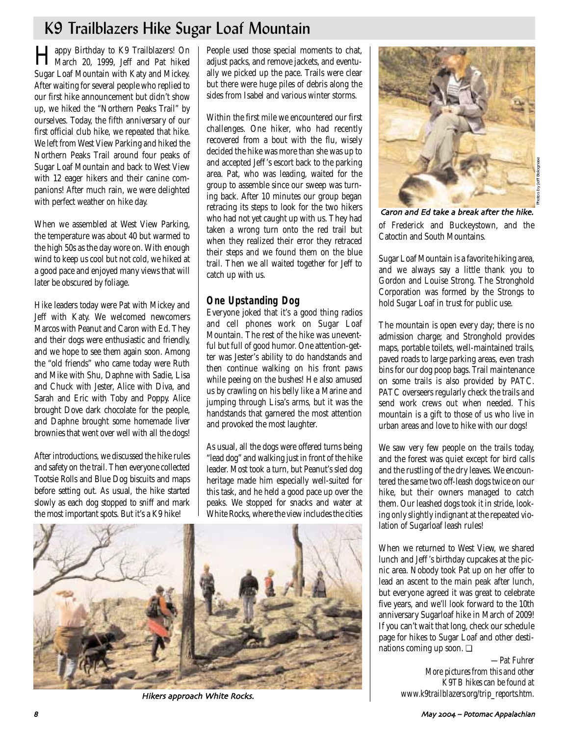# K9 Trailblazers Hike Sugar Loaf Mountain

Happy Birthday to K9 Trailblazers! On March 20, 1999, Jeff and Pat hiked Sugar Loaf Mountain with Katy and Mickey. After waiting for several people who replied to our first hike announcement but didn't show up, we hiked the "Northern Peaks Trail" by ourselves. Today, the fifth anniversary of our first official club hike, we repeated that hike. We left from West View Parking and hiked the Northern Peaks Trail around four peaks of Sugar Loaf Mountain and back to West View with 12 eager hikers and their canine companions! After much rain, we were delighted with perfect weather on hike day.

When we assembled at West View Parking, the temperature was about 40 but warmed to the high 50s as the day wore on. With enough wind to keep us cool but not cold, we hiked at a good pace and enjoyed many views that will later be obscured by foliage.

Hike leaders today were Pat with Mickey and Jeff with Katy. We welcomed newcomers Marcos with Peanut and Caron with Ed. They and their dogs were enthusiastic and friendly, and we hope to see them again soon. Among the "old friends" who came today were Ruth and Mike with Shu, Daphne with Sadie, Lisa and Chuck with Jester, Alice with Diva, and Sarah and Eric with Toby and Poppy. Alice brought Dove dark chocolate for the people, and Daphne brought some homemade liver brownies that went over well with all the dogs!

After introductions, we discussed the hike rules and safety on the trail. Then everyone collected Tootsie Rolls and Blue Dog biscuits and maps before setting out. As usual, the hike started slowly as each dog stopped to sniff and mark the most important spots. But it's a K9 hike! People used those special moments to chat, adjust packs, and remove jackets, and eventually we picked up the pace. Trails were clear but there were huge piles of debris along the sides from Isabel and various winter storms.

Within the first mile we encountered our first challenges. One hiker, who had recently recovered from a bout with the flu, wisely decided the hike was more than she was up to and accepted Jeff's escort back to the parking area. Pat, who was leading, waited for the group to assemble since our sweep was turning back. After 10 minutes our group began retracing its steps to look for the two hikers who had not yet caught up with us. They had taken a wrong turn onto the red trail but when they realized their error they retraced their steps and we found them on the blue trail. Then we all waited together for Jeff to catch up with us.

## One Upstanding Dog

Everyone joked that it's a good thing radios and cell phones work on Sugar Loaf Mountain. The rest of the hike was uneventful but full of good humor. One attention-getter was Jester's ability to do handstands and then continue walking on his front paws while peeing on the bushes! He also amused us by crawling on his belly like a Marine and jumping through Lisa's arms, but it was the handstands that garnered the most attention and provoked the most laughter.

As usual, all the dogs were offered turns being "lead dog" and walking just in front of the hike leader. Most took a turn, but Peanut's sled dog heritage made him especially well-suited for this task, and he held a good pace up over the peaks. We stopped for snacks and water at White Rocks, where the view includes the cities of Frederick and Buckeystown, and the Catoctin and South Mountains.

*Caron and Ed take a break after the hike.*

Photos by Jeff Bolognese

Sugar Loaf Mountain is a favorite hiking area, and we always say a little thank you to Gordon and Louise Strong. The Stronghold Corporation was formed by the Strongs to hold Sugar Loaf in trust for public use.

The mountain is open every day; there is no admission charge; and Stronghold provides maps, portable toilets, well-maintained trails, paved roads to large parking areas, even trash bins for our dog poop bags. Trail maintenance on some trails is also provided by PATC. PATC overseers regularly check the trails and send work crews out when needed. This mountain is a gift to those of us who live in urban areas and love to hike with our dogs!

We saw very few people on the trails today, and the forest was quiet except for bird calls and the rustling of the dry leaves. We encountered the same two off-leash dogs twice on our hike, but their owners managed to catch them. Our leashed dogs took it in stride, looking only slightly indignant at the repeated violation of Sugarloaf leash rules!

When we returned to West View, we shared lunch and Jeff's birthday cupcakes at the picnic area. Nobody took Pat up on her offer to lead an ascent to the main peak after lunch, but everyone agreed it was great to celebrate five years, and we'll look forward to the 10th anniversary Sugarloaf hike in March of 2009! If you can't wait that long, check our schedule page for hikes to Sugar Loaf and other destinations coming up soon. ❑

*—Pat Fuhrer*

*More pictures from this and other K9TB hikes can be found at www.k9trailblazers.org/trip_reports.htm.*

*Hikers approach White Rocks.*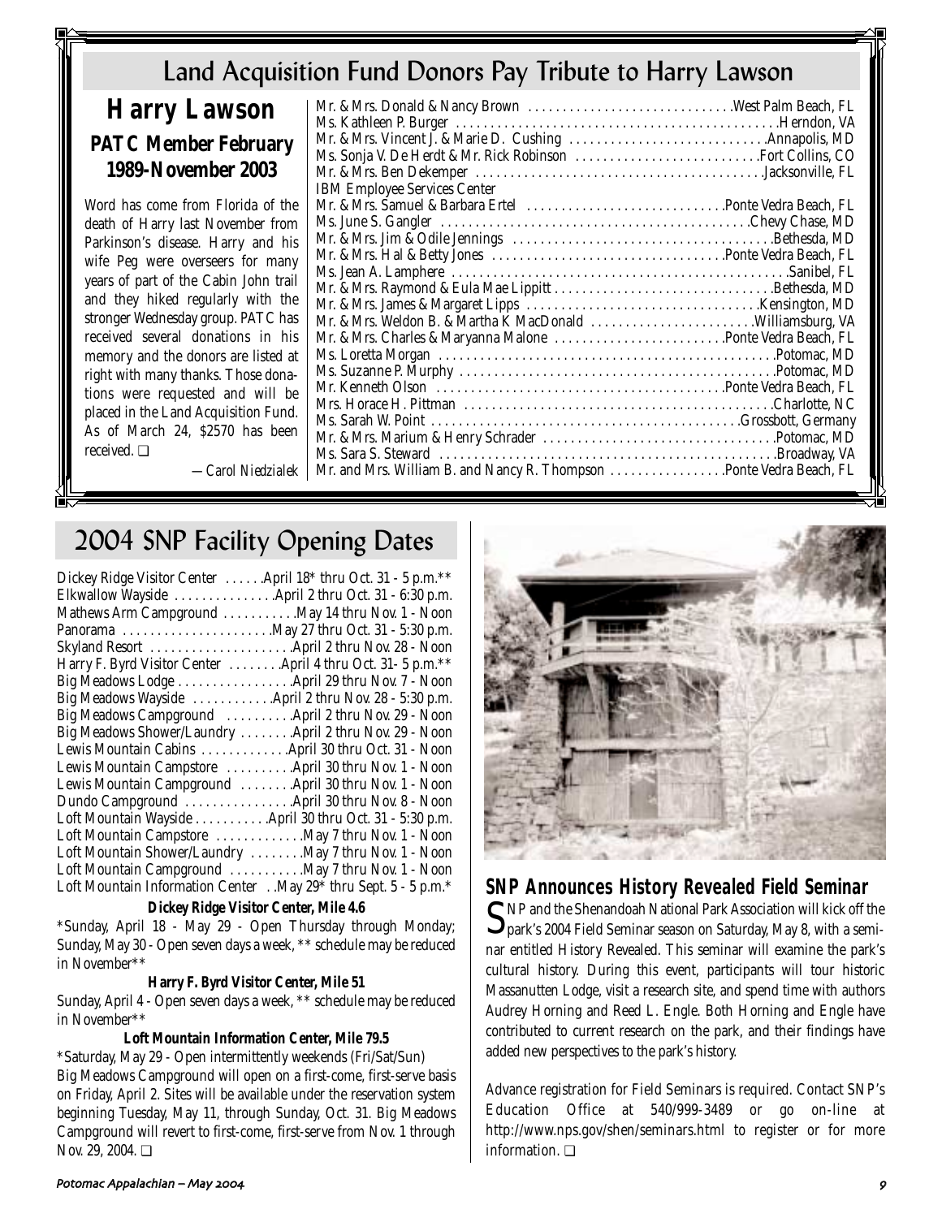# Land Acquisition Fund Donors Pay Tribute to Harry Lawson

## Harry Lawson

### PATC Member February 1989-November 2003

Word has come from Florida of the death of Harry last November from Parkinson's disease. Harry and his wife Peg were overseers for many years of part of the Cabin John trail and they hiked regularly with the stronger Wednesday group. PATC has received several donations in his memory and the donors are listed at right with many thanks. Those donations were requested and will be placed in the Land Acquisition Fund. As of March 24, $2570 has been received. ❑

*—Carol Niedzialek*

| Donor | Location |
|---|---|
| Mr. & Mrs. Donald & Nancy Brown | West Palm Beach, FL |
| Ms. Kathleen P. Burger | Herndon, VA |
| Mr. & Mrs. Vincent J. & Marie D. Cushing | Annapolis, MD |
| Ms. Sonja V. De Herdt & Mr. Rick Robinson | Fort Collins, CO |
| Mr. & Mrs. Ben Dekemper | Jacksonville, FL |
| IBM Employee Services Center | |
| Mr. & Mrs. Samuel & Barbara Ertel | Ponte Vedra Beach, FL |
| Ms. June S. Gangler | Chevy Chase, MD |
| Mr. & Mrs. Jim & Odile Jennings | Bethesda, MD |
| Mr. & Mrs. Hal & Betty Jones | Ponte Vedra Beach, FL |
| Ms. Jean A. Lamphere | Sanibel, FL |
| Mr. & Mrs. Raymond & Eula Mae Lippitt | Bethesda, MD |
| Mr. & Mrs. James & Margaret Lipps | Kensington, MD |
| Mr. & Mrs. Weldon B. & Martha K MacDonald | Williamsburg, VA |
| Mr. & Mrs. Charles & Maryanna Malone | Ponte Vedra Beach, FL |
| Ms. Loretta Morgan | Potomac, MD |
| Ms. Suzanne P. Murphy | Potomac, MD |
| Mr. Kenneth Olson | Ponte Vedra Beach, FL |
| Mrs. Horace H. Pittman | Charlotte, NC |
| Ms. Sarah W. Point | Grossbott, Germany |
| Mr. & Mrs. Marium & Henry Schrader | Potomac, MD |
| Ms. Sara S. Steward | Broadway, VA |
| Mr. and Mrs. William B. and Nancy R. Thompson | Ponte Vedra Beach, FL |

# 2004 SNP Facility Opening Dates

| Facility | Dates |
|---|---|
| Dickey Ridge Visitor Center | April 18* thru Oct. 31 - 5 p.m.** |
| Elkwallow Wayside | April 2 thru Oct. 31 - 6:30 p.m. |
| Mathews Arm Campground | May 14 thru Nov. 1 - Noon |
| Panorama | May 27 thru Oct. 31 - 5:30 p.m. |
| Skyland Resort | April 2 thru Nov. 28 - Noon |
| Harry F. Byrd Visitor Center | April 4 thru Oct. 31- 5 p.m.** |
| Big Meadows Lodge | April 29 thru Nov. 7 - Noon |
| Big Meadows Wayside | April 2 thru Nov. 28 - 5:30 p.m. |
| Big Meadows Campground | April 2 thru Nov. 29 - Noon |
| Big Meadows Shower/Laundry | April 2 thru Nov. 29 - Noon |
| Lewis Mountain Cabins | April 30 thru Oct. 31 - Noon |
| Lewis Mountain Campstore | April 30 thru Nov. 1 - Noon |
| Lewis Mountain Campground | April 30 thru Nov. 1 - Noon |
| Dundo Campground | April 30 thru Nov. 8 - Noon |
| Loft Mountain Wayside | April 30 thru Oct. 31 - 5:30 p.m. |
| Loft Mountain Campstore | May 7 thru Nov. 1 - Noon |
| Loft Mountain Shower/Laundry | May 7 thru Nov. 1 - Noon |
| Loft Mountain Campground | May 7 thru Nov. 1 - Noon |
| Loft Mountain Information Center | May 29* thru Sept. 5 - 5 p.m.* |

**Dickey Ridge Visitor Center, Mile 4.6**

*Sunday, April 18 - May 29 - Open Thursday through Monday; Sunday, May 30 - Open seven days a week, ** schedule may be reduced in November**

**Harry F. Byrd Visitor Center, Mile 51**

Sunday, April 4 - Open seven days a week, ** schedule may be reduced in November**

**Loft Mountain Information Center, Mile 79.5**

*Saturday, May 29 - Open intermittently weekends (Fri/Sat/Sun)

Big Meadows Campground will open on a first-come, first-serve basis on Friday, April 2. Sites will be available under the reservation system beginning Tuesday, May 11, through Sunday, Oct. 31. Big Meadows Campground will revert to first-come, first-serve from Nov. 1 through Nov. 29, 2004. ❑

## SNP Announces History Revealed Field Seminar

SNP and the Shenandoah National Park Association will kick off the park's 2004 Field Seminar season on Saturday, May 8, with a seminar entitled History Revealed. This seminar will examine the park's cultural history. During this event, participants will tour historic Massanutten Lodge, visit a research site, and spend time with authors Audrey Horning and Reed L. Engle. Both Horning and Engle have contributed to current research on the park, and their findings have added new perspectives to the park's history.

Advance registration for Field Seminars is required. Contact SNP's Education Office at 540/999-3489 or go on-line at http://www.nps.gov/shen/seminars.html to register or for more information. ❑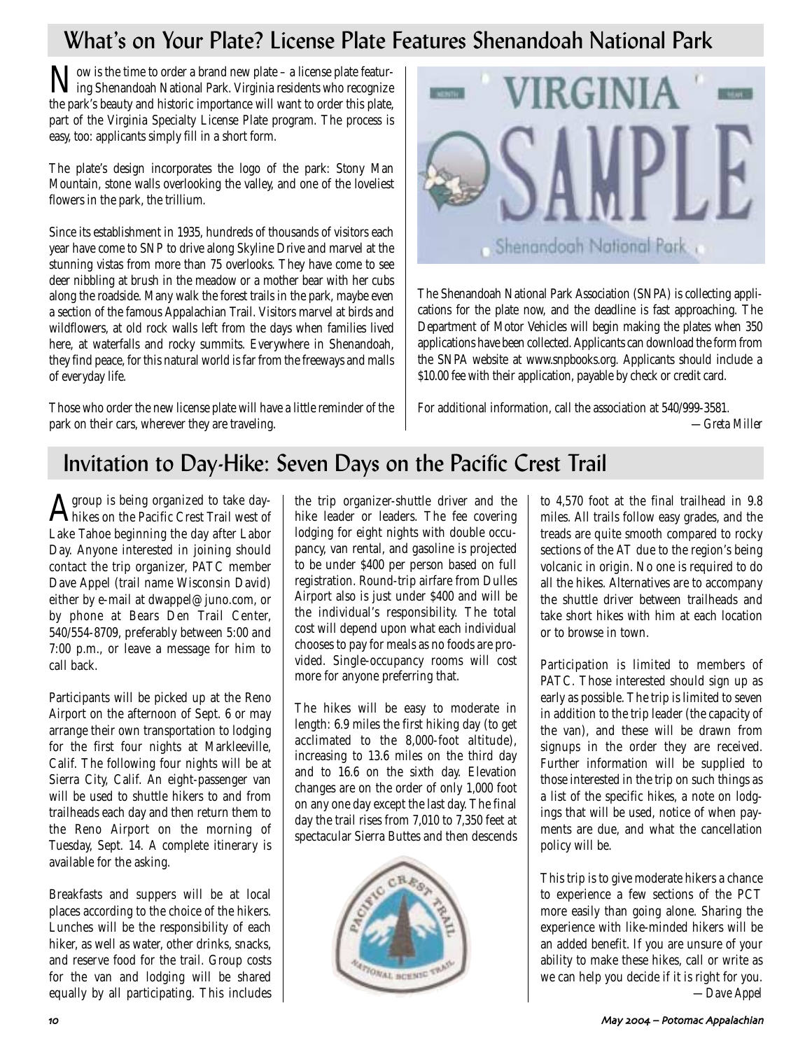## What's on Your Plate? License Plate Features Shenandoah National Park

Now is the time to order a brand new plate – a license plate featuring Shenandoah National Park. Virginia residents who recognize the park's beauty and historic importance will want to order this plate, part of the Virginia Specialty License Plate program. The process is easy, too: applicants simply fill in a short form.

The plate's design incorporates the logo of the park: Stony Man Mountain, stone walls overlooking the valley, and one of the loveliest flowers in the park, the trillium.

Since its establishment in 1935, hundreds of thousands of visitors each year have come to SNP to drive along Skyline Drive and marvel at the stunning vistas from more than 75 overlooks. They have come to see deer nibbling at brush in the meadow or a mother bear with her cubs along the roadside. Many walk the forest trails in the park, maybe even a section of the famous Appalachian Trail. Visitors marvel at birds and wildflowers, at old rock walls left from the days when families lived here, at waterfalls and rocky summits. Everywhere in Shenandoah, they find peace, for this natural world is far from the freeways and malls of everyday life.

Those who order the new license plate will have a little reminder of the park on their cars, wherever they are traveling.

The Shenandoah National Park Association (SNPA) is collecting applications for the plate now, and the deadline is fast approaching. The Department of Motor Vehicles will begin making the plates when 350 applications have been collected. Applicants can download the form from the SNPA website at www.snpbooks.org. Applicants should include a $10.00 fee with their application, payable by check or credit card.

For additional information, call the association at 540/999-3581.

*—Greta Miller*

## Invitation to Day-Hike: Seven Days on the Pacific Crest Trail

A group is being organized to take day-hikes on the Pacific Crest Trail west of Lake Tahoe beginning the day after Labor Day. Anyone interested in joining should contact the trip organizer, PATC member Dave Appel (trail name Wisconsin David) either by e-mail at dwappel@juno.com, or by phone at Bears Den Trail Center, 540/554-8709, preferably between 5:00 and 7:00 p.m., or leave a message for him to call back.

Participants will be picked up at the Reno Airport on the afternoon of Sept. 6 or may arrange their own transportation to lodging for the first four nights at Markleeville, Calif. The following four nights will be at Sierra City, Calif. An eight-passenger van will be used to shuttle hikers to and from trailheads each day and then return them to the Reno Airport on the morning of Tuesday, Sept. 14. A complete itinerary is available for the asking.

Breakfasts and suppers will be at local places according to the choice of the hikers. Lunches will be the responsibility of each hiker, as well as water, other drinks, snacks, and reserve food for the trail. Group costs for the van and lodging will be shared equally by all participating. This includes the trip organizer-shuttle driver and the hike leader or leaders. The fee covering lodging for eight nights with double occupancy, van rental, and gasoline is projected to be under $400 per person based on full registration. Round-trip airfare from Dulles Airport also is just under $400 and will be the individual's responsibility. The total cost will depend upon what each individual chooses to pay for meals as no foods are provided. Single-occupancy rooms will cost more for anyone preferring that.

The hikes will be easy to moderate in length: 6.9 miles the first hiking day (to get acclimated to the 8,000-foot altitude), increasing to 13.6 miles on the third day and to 16.6 on the sixth day. Elevation changes are on the order of only 1,000 foot on any one day except the last day. The final day the trail rises from 7,010 to 7,350 feet at spectacular Sierra Buttes and then descends to 4,570 foot at the final trailhead in 9.8 miles. All trails follow easy grades, and the treads are quite smooth compared to rocky sections of the AT due to the region's being volcanic in origin. No one is required to do all the hikes. Alternatives are to accompany the shuttle driver between trailheads and take short hikes with him at each location or to browse in town.

Participation is limited to members of PATC. Those interested should sign up as early as possible. The trip is limited to seven in addition to the trip leader (the capacity of the van), and these will be drawn from signups in the order they are received. Further information will be supplied to those interested in the trip on such things as a list of the specific hikes, a note on lodgings that will be used, notice of when payments are due, and what the cancellation policy will be.

This trip is to give moderate hikers a chance to experience a few sections of the PCT more easily than going alone. Sharing the experience with like-minded hikers will be an added benefit. If you are unsure of your ability to make these hikes, call or write as we can help you decide if it is right for you.

*—Dave Appel*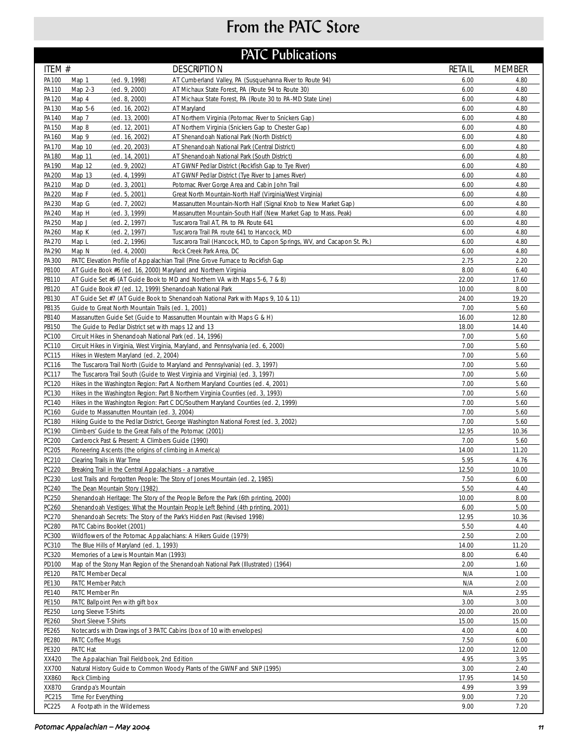# From the PATC Store

## PATC Publications

| ITEM # | | | DESCRIPTION | RETAIL | MEMBER |
|---|---|---|---|---|---|
| PA100 | Map 1 | (ed. 9, 1998) | AT Cumberland Valley, PA (Susquehanna River to Route 94) | 6.00 | 4.80 |
| PA110 | Map 2-3 | (ed. 9, 2000) | AT Michaux State Forest, PA (Route 94 to Route 30) | 6.00 | 4.80 |
| PA120 | Map 4 | (ed. 8, 2000) | AT Michaux State Forest, PA (Route 30 to PA-MD State Line) | 6.00 | 4.80 |
| PA130 | Map 5-6 | (ed. 16, 2002) | AT Maryland | 6.00 | 4.80 |
| PA140 | Map 7 | (ed. 13, 2000) | AT Northern Virginia (Potomac River to Snickers Gap) | 6.00 | 4.80 |
| PA150 | Map 8 | (ed. 12, 2001) | AT Northern Virginia (Snickers Gap to Chester Gap) | 6.00 | 4.80 |
| PA160 | Map 9 | (ed. 16, 2002) | AT Shenandoah National Park (North District) | 6.00 | 4.80 |
| PA170 | Map 10 | (ed. 20, 2003) | AT Shenandoah National Park (Central District) | 6.00 | 4.80 |
| PA180 | Map 11 | (ed. 14, 2001) | AT Shenandoah National Park (South District) | 6.00 | 4.80 |
| PA190 | Map 12 | (ed. 9, 2002) | AT GWNF Pedlar District (Rockfish Gap to Tye River) | 6.00 | 4.80 |
| PA200 | Map 13 | (ed. 4, 1999) | AT GWNF Pedlar District (Tye River to James River) | 6.00 | 4.80 |
| PA210 | Map D | (ed. 3, 2001) | Potomac River Gorge Area and Cabin John Trail | 6.00 | 4.80 |
| PA220 | Map F | (ed. 5, 2001) | Great North Mountain-North Half (Virginia/West Virginia) | 6.00 | 4.80 |
| PA230 | Map G | (ed. 7, 2002) | Massanutten Mountain-North Half (Signal Knob to New Market Gap) | 6.00 | 4.80 |
| PA240 | Map H | (ed. 3, 1999) | Massanutten Mountain-South Half (New Market Gap to Mass. Peak) | 6.00 | 4.80 |
| PA250 | Map J | (ed. 2, 1997) | Tuscarora Trail AT, PA to PA Route 641 | 6.00 | 4.80 |
| PA260 | Map K | (ed. 2, 1997) | Tuscarora Trail PA route 641 to Hancock, MD | 6.00 | 4.80 |
| PA270 | Map L | (ed. 2, 1996) | Tuscarora Trail (Hancock, MD, to Capon Springs, WV, and Cacapon St. Pk.) | 6.00 | 4.80 |
| PA290 | Map N | (ed. 4, 2000) | Rock Creek Park Area, DC | 6.00 | 4.80 |
| PA300 | PATC Elevation Profile of Appalachian Trail (Pine Grove Furnace to Rockfish Gap | | | 2.75 | 2.20 |
| PB100 | AT Guide Book #6 (ed. 16, 2000) Maryland and Northern Virginia | | | 8.00 | 6.40 |
| PB110 | AT Guide Set #6 (AT Guide Book to MD and Northern VA with Maps 5-6, 7 & 8) | | | 22.00 | 17.60 |
| PB120 | AT Guide Book #7 (ed. 12, 1999) Shenandoah National Park | | | 10.00 | 8.00 |
| PB130 | AT Guide Set #7 (AT Guide Book to Shenandoah National Park with Maps 9, 10 & 11) | | | 24.00 | 19.20 |
| PB135 | Guide to Great North Mountain Trails (ed. 1, 2001) | | | 7.00 | 5.60 |
| PB140 | Massanutten Guide Set (Guide to Massanutten Mountain with Maps G & H) | | | 16.00 | 12.80 |
| PB150 | The Guide to Pedlar District set with maps 12 and 13 | | | 18.00 | 14.40 |
| PC100 | Circuit Hikes in Shenandoah National Park (ed. 14, 1996) | | | 7.00 | 5.60 |
| PC110 | Circuit Hikes in Virginia, West Virginia, Maryland, and Pennsylvania (ed. 6, 2000) | | | 7.00 | 5.60 |
| PC115 | Hikes in Western Maryland (ed. 2, 2004) | | | 7.00 | 5.60 |
| PC116 | The Tuscarora Trail North (Guide to Maryland and Pennsylvania) (ed. 3, 1997) | | | 7.00 | 5.60 |
| PC117 | The Tuscarora Trail South (Guide to West Virginia and Virginia) (ed. 3, 1997) | | | 7.00 | 5.60 |
| PC120 | Hikes in the Washington Region: Part A Northern Maryland Counties (ed. 4, 2001) | | | 7.00 | 5.60 |
| PC130 | Hikes in the Washington Region: Part B Northern Virginia Counties (ed. 3, 1993) | | | 7.00 | 5.60 |
| PC140 | Hikes in the Washington Region: Part C DC/Southern Maryland Counties (ed. 2, 1999) | | | 7.00 | 5.60 |
| PC160 | Guide to Massanutten Mountain (ed. 3, 2004) | | | 7.00 | 5.60 |
| PC180 | Hiking Guide to the Pedlar District, George Washington National Forest (ed. 3, 2002) | | | 7.00 | 5.60 |
| PC190 | Climbers' Guide to the Great Falls of the Potomac (2001) | | | 12.95 | 10.36 |
| PC200 | Carderock Past & Present: A Climbers Guide (1990) | | | 7.00 | 5.60 |
| PC205 | Pioneering Ascents (the origins of climbing in America) | | | 14.00 | 11.20 |
| PC210 | Clearing Trails in War Time | | | 5.95 | 4.76 |
| PC220 | Breaking Trail in the Central Appalachians - a narrative | | | 12.50 | 10.00 |
| PC230 | Lost Trails and Forgotten People: The Story of Jones Mountain (ed. 2, 1985) | | | 7.50 | 6.00 |
| PC240 | The Dean Mountain Story (1982) | | | 5.50 | 4.40 |
| PC250 | Shenandoah Heritage: The Story of the People Before the Park (6th printing, 2000) | | | 10.00 | 8.00 |
| PC260 | Shenandoah Vestiges: What the Mountain People Left Behind (4th printing, 2001) | | | 6.00 | 5.00 |
| PC270 | Shenandoah Secrets: The Story of the Park's Hidden Past (Revised 1998) | | | 12.95 | 10.36 |
| PC280 | PATC Cabins Booklet (2001) | | | 5.50 | 4.40 |
| PC300 | Wildflowers of the Potomac Appalachians: A Hikers Guide (1979) | | | 2.50 | 2.00 |
| PC310 | The Blue Hills of Maryland (ed. 1, 1993) | | | 14.00 | 11.20 |
| PC320 | Memories of a Lewis Mountain Man (1993) | | | 8.00 | 6.40 |
| PD100 | Map of the Stony Man Region of the Shenandoah National Park (Illustrated) (1964) | | | 2.00 | 1.60 |
| PE120 | PATC Member Decal | | | N/A | 1.00 |
| PE130 | PATC Member Patch | | | N/A | 2.00 |
| PE140 | PATC Member Pin | | | N/A | 2.95 |
| PE150 | PATC Ballpoint Pen with gift box | | | 3.00 | 3.00 |
| PE250 | Long Sleeve T-Shirts | | | 20.00 | 20.00 |
| PE260 | Short Sleeve T-Shirts | | | 15.00 | 15.00 |
| PE265 | Notecards with Drawings of 3 PATC Cabins (box of 10 with envelopes) | | | 4.00 | 4.00 |
| PE280 | PATC Coffee Mugs | | | 7.50 | 6.00 |
| PE320 | PATC Hat | | | 12.00 | 12.00 |
| XX420 | The Appalachian Trail Fieldbook, 2nd Edition | | | 4.95 | 3.95 |
| XX700 | Natural History Guide to Common Woody Plants of the GWNF and SNP (1995) | | | 3.00 | 2.40 |
| XX860 | Rock Climbing | | | 17.95 | 14.50 |
| XX870 | Grandpa's Mountain | | | 4.99 | 3.99 |
| PC215 | Time For Everything | | | 9.00 | 7.20 |
| PC225 | A Footpath in the Wilderness | | | 9.00 | 7.20 |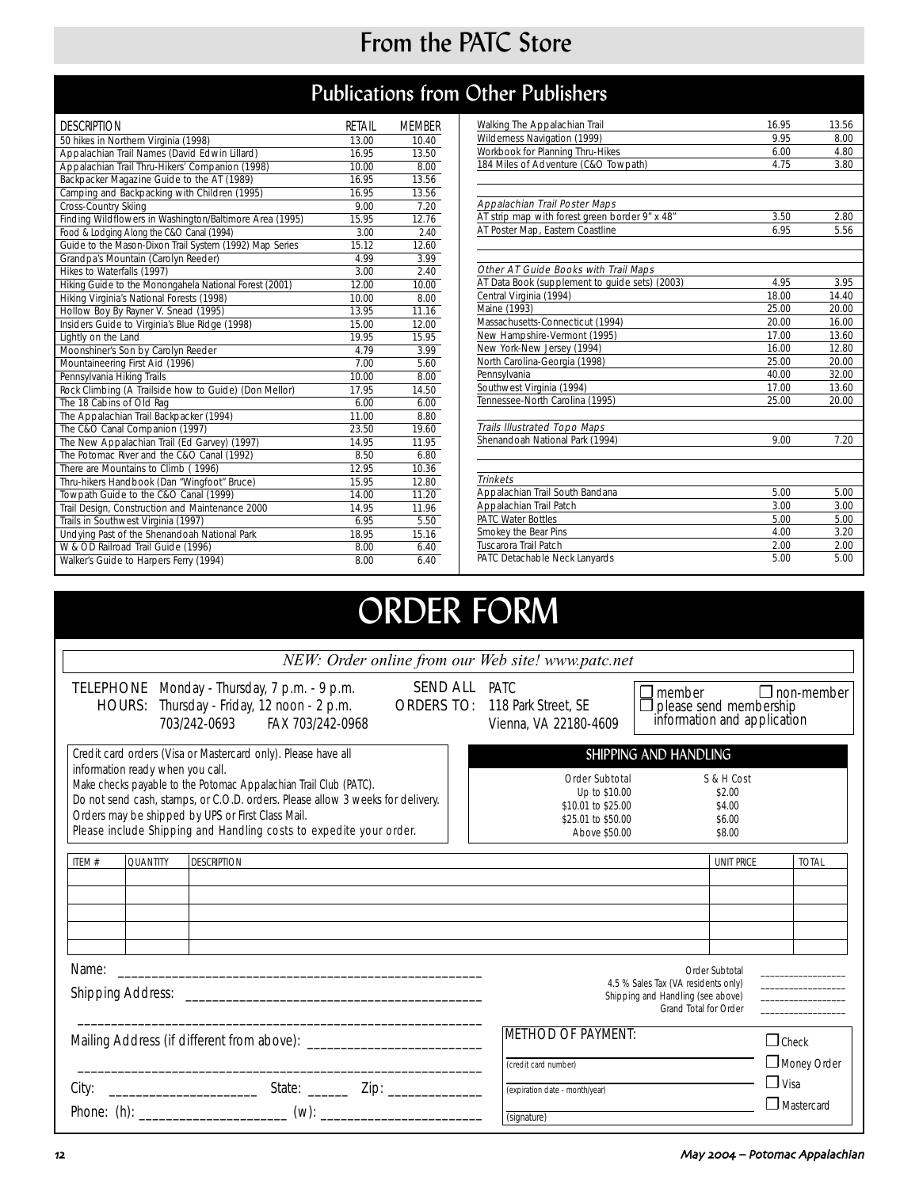# From the PATC Store

## Publications from Other Publishers

| DESCRIPTION | RETAIL | MEMBER |
|---|---|---|
| 50 hikes in Northern Virginia (1998) | 13.00 | 10.40 |
| Appalachian Trail Names (David Edwin Lillard) | 16.95 | 13.50 |
| Appalachian Trail Thru-Hikers' Companion (1998) | 10.00 | 8.00 |
| Backpacker Magazine Guide to the AT (1989) | 16.95 | 13.56 |
| Camping and Backpacking with Children (1995) | 16.95 | 13.56 |
| Cross-Country Skiing | 9.00 | 7.20 |
| Finding Wildflowers in Washington/Baltimore Area (1995) | 15.95 | 12.76 |
| Food & Lodging Along the C&O Canal (1994) | 3.00 | 2.40 |
| Guide to the Mason-Dixon Trail System (1992) Map Series | 15.12 | 12.60 |
| Grandpa's Mountain (Carolyn Reeder) | 4.99 | 3.99 |
| Hikes to Waterfalls (1997) | 3.00 | 2.40 |
| Hiking Guide to the Monongahela National Forest (2001) | 12.00 | 10.00 |
| Hiking Virginia's National Forests (1998) | 10.00 | 8.00 |
| Hollow Boy By Rayner V. Snead (1995) | 13.95 | 11.16 |
| Insiders Guide to Virginia's Blue Ridge (1998) | 15.00 | 12.00 |
| Lightly on the Land | 19.95 | 15.95 |
| Moonshiner's Son by Carolyn Reeder | 4.79 | 3.99 |
| Mountaineering First Aid (1996) | 7.00 | 5.60 |
| Pennsylvania Hiking Trails | 10.00 | 8.00 |
| Rock Climbing (A Trailside how to Guide) (Don Mellor) | 17.95 | 14.50 |
| The 18 Cabins of Old Rag | 6.00 | 6.00 |
| The Appalachian Trail Backpacker (1994) | 11.00 | 8.80 |
| The C&O Canal Companion (1997) | 23.50 | 19.60 |
| The New Appalachian Trail (Ed Garvey) (1997) | 14.95 | 11.95 |
| The Potomac River and the C&O Canal (1992) | 8.50 | 6.80 |
| There are Mountains to Climb (1996) | 12.95 | 10.36 |
| Thru-hikers Handbook (Dan "Wingfoot" Bruce) | 15.95 | 12.80 |
| Towpath Guide to the C&O Canal (1999) | 14.00 | 11.20 |
| Trail Design, Construction and Maintenance 2000 | 14.95 | 11.96 |
| Trails in Southwest Virginia (1997) | 6.95 | 5.50 |
| Undying Past of the Shenandoah National Park | 18.95 | 15.16 |
| W & OD Railroad Trail Guide (1996) | 8.00 | 6.40 |
| Walker's Guide to Harpers Ferry (1994) | 8.00 | 6.40 |
| Walking The Appalachian Trail | 16.95 | 13.56 |
| Wilderness Navigation (1999) | 9.95 | 8.00 |
| Workbook for Planning Thru-Hikes | 6.00 | 4.80 |
| 184 Miles of Adventure (C&O Towpath) | 4.75 | 3.80 |
| *Appalachian Trail Poster Maps* | | |
| AT strip map with forest green border 9" x 48" | 3.50 | 2.80 |
| AT Poster Map, Eastern Coastline | 6.95 | 5.56 |
| *Other AT Guide Books with Trail Maps* | | |
| AT Data Book (supplement to guide sets) (2003) | 4.95 | 3.95 |
| Central Virginia (1994) | 18.00 | 14.40 |
| Maine (1993) | 25.00 | 20.00 |
| Massachusetts-Connecticut (1994) | 20.00 | 16.00 |
| New Hampshire-Vermont (1995) | 17.00 | 13.60 |
| New York-New Jersey (1994) | 16.00 | 12.80 |
| North Carolina-Georgia (1998) | 25.00 | 20.00 |
| Pennsylvania | 40.00 | 32.00 |
| Southwest Virginia (1994) | 17.00 | 13.60 |
| Tennessee-North Carolina (1995) | 25.00 | 20.00 |
| *Trails Illustrated Topo Maps* | | |
| Shenandoah National Park (1994) | 9.00 | 7.20 |
| *Trinkets* | | |
| Appalachian Trail South Bandana | 5.00 | 5.00 |
| Appalachian Trail Patch | 3.00 | 3.00 |
| PATC Water Bottles | 5.00 | 5.00 |
| Smokey the Bear Pins | 4.00 | 3.20 |
| Tuscarora Trail Patch | 2.00 | 2.00 |
| PATC Detachable Neck Lanyards | 5.00 | 5.00 |

# ORDER FORM

*NEW: Order online from our Web site! www.patc.net*

TELEPHONE HOURS: Monday - Thursday, 7 p.m. - 9 p.m. Thursday - Friday, 12 noon - 2 p.m. 703/242-0693 FAX 703/242-0968

SEND ALL ORDERS TO: PATC 118 Park Street, SE Vienna, VA 22180-4609

☐ member ☐ non-member
☐ please send membership information and application

Credit card orders (Visa or Mastercard only). Please have all information ready when you call.
Make checks payable to the Potomac Appalachian Trail Club (PATC).
Do not send cash, stamps, or C.O.D. orders. Please allow 3 weeks for delivery.
Orders may be shipped by UPS or First Class Mail.
Please include Shipping and Handling costs to expedite your order.

**SHIPPING AND HANDLING**

| Order Subtotal | S & H Cost |
|---|---|
| Up to $10.00 | $2.00 |
| $10.01 to $25.00 | $4.00 |
| $25.01 to $50.00 | $6.00 |
| Above $50.00 | $8.00 |

| ITEM # | QUANTITY | DESCRIPTION | UNIT PRICE | TOTAL |
|---|---|---|---|---|
| | | | | |
| | | | | |
| | | | | |
| | | | | |
| | | | | |

Name: ____________________________________________

Shipping Address: ____________________________________________

____________________________________________

Mailing Address (if different from above): ________________________

____________________________________________

City: ____________________ State: ______ Zip: ____________

Phone: (h): ____________________ (w): ____________________

Order Subtotal ________________
4.5 % Sales Tax (VA residents only) ________________
Shipping and Handling (see above) ________________
Grand Total for Order ________________

METHOD OF PAYMENT:

☐ Check
☐ Money Order
☐ Visa
☐ Mastercard

(credit card number)

(expiration date - month/year)

(signature)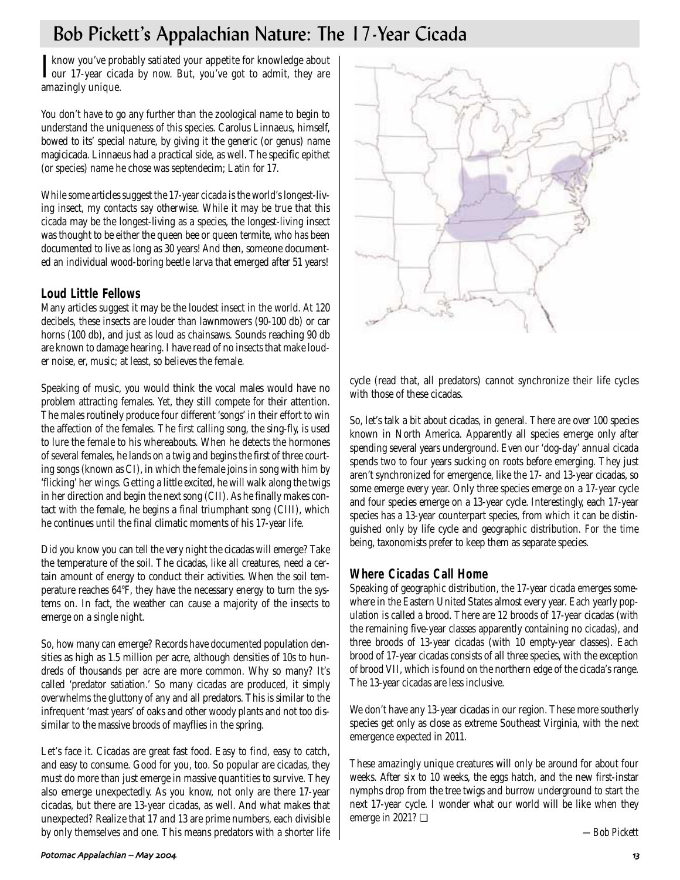# Bob Pickett's Appalachian Nature: The 17-Year Cicada

I know you've probably satiated your appetite for knowledge about our 17-year cicada by now. But, you've got to admit, they are amazingly unique.

You don't have to go any further than the zoological name to begin to understand the uniqueness of this species. Carolus Linnaeus, himself, bowed to its' special nature, by giving it the generic (or genus) name magicicada. Linnaeus had a practical side, as well. The specific epithet (or species) name he chose was septendecim; Latin for 17.

While some articles suggest the 17-year cicada is the world's longest-living insect, my contacts say otherwise. While it may be true that this cicada may be the longest-living as a species, the longest-living insect was thought to be either the queen bee or queen termite, who has been documented to live as long as 30 years! And then, someone documented an individual wood-boring beetle larva that emerged after 51 years!

## Loud Little Fellows

Many articles suggest it may be the loudest insect in the world. At 120 decibels, these insects are louder than lawnmowers (90-100 db) or car horns (100 db), and just as loud as chainsaws. Sounds reaching 90 db are known to damage hearing. I have read of no insects that make louder noise, er, music; at least, so believes the female.

Speaking of music, you would think the vocal males would have no problem attracting females. Yet, they still compete for their attention. The males routinely produce four different 'songs' in their effort to win the affection of the females. The first calling song, the sing-fly, is used to lure the female to his whereabouts. When he detects the hormones of several females, he lands on a twig and begins the first of three courting songs (known as CI), in which the female joins in song with him by 'flicking' her wings. Getting a little excited, he will walk along the twigs in her direction and begin the next song (CII). As he finally makes contact with the female, he begins a final triumphant song (CIII), which he continues until the final climatic moments of his 17-year life.

Did you know you can tell the very night the cicadas will emerge? Take the temperature of the soil. The cicadas, like all creatures, need a certain amount of energy to conduct their activities. When the soil temperature reaches 64°F, they have the necessary energy to turn the systems on. In fact, the weather can cause a majority of the insects to emerge on a single night.

So, how many can emerge? Records have documented population densities as high as 1.5 million per acre, although densities of 10s to hundreds of thousands per acre are more common. Why so many? It's called 'predator satiation.' So many cicadas are produced, it simply overwhelms the gluttony of any and all predators. This is similar to the infrequent 'mast years' of oaks and other woody plants and not too dissimilar to the massive broods of mayflies in the spring.

Let's face it. Cicadas are great fast food. Easy to find, easy to catch, and easy to consume. Good for you, too. So popular are cicadas, they must do more than just emerge in massive quantities to survive. They also emerge unexpectedly. As you know, not only are there 17-year cicadas, but there are 13-year cicadas, as well. And what makes that unexpected? Realize that 17 and 13 are prime numbers, each divisible by only themselves and one. This means predators with a shorter life cycle (read that, all predators) cannot synchronize their life cycles with those of these cicadas.

So, let's talk a bit about cicadas, in general. There are over 100 species known in North America. Apparently all species emerge only after spending several years underground. Even our 'dog-day' annual cicada spends two to four years sucking on roots before emerging. They just aren't synchronized for emergence, like the 17- and 13-year cicadas, so some emerge every year. Only three species emerge on a 17-year cycle and four species emerge on a 13-year cycle. Interestingly, each 17-year species has a 13-year counterpart species, from which it can be distinguished only by life cycle and geographic distribution. For the time being, taxonomists prefer to keep them as separate species.

## Where Cicadas Call Home

Speaking of geographic distribution, the 17-year cicada emerges somewhere in the Eastern United States almost every year. Each yearly population is called a brood. There are 12 broods of 17-year cicadas (with the remaining five-year classes apparently containing no cicadas), and three broods of 13-year cicadas (with 10 empty-year classes). Each brood of 17-year cicadas consists of all three species, with the exception of brood VII, which is found on the northern edge of the cicada's range. The 13-year cicadas are less inclusive.

We don't have any 13-year cicadas in our region. These more southerly species get only as close as extreme Southeast Virginia, with the next emergence expected in 2011.

These amazingly unique creatures will only be around for about four weeks. After six to 10 weeks, the eggs hatch, and the new first-instar nymphs drop from the tree twigs and burrow underground to start the next 17-year cycle. I wonder what our world will be like when they emerge in 2021? ❑

*—Bob Pickett*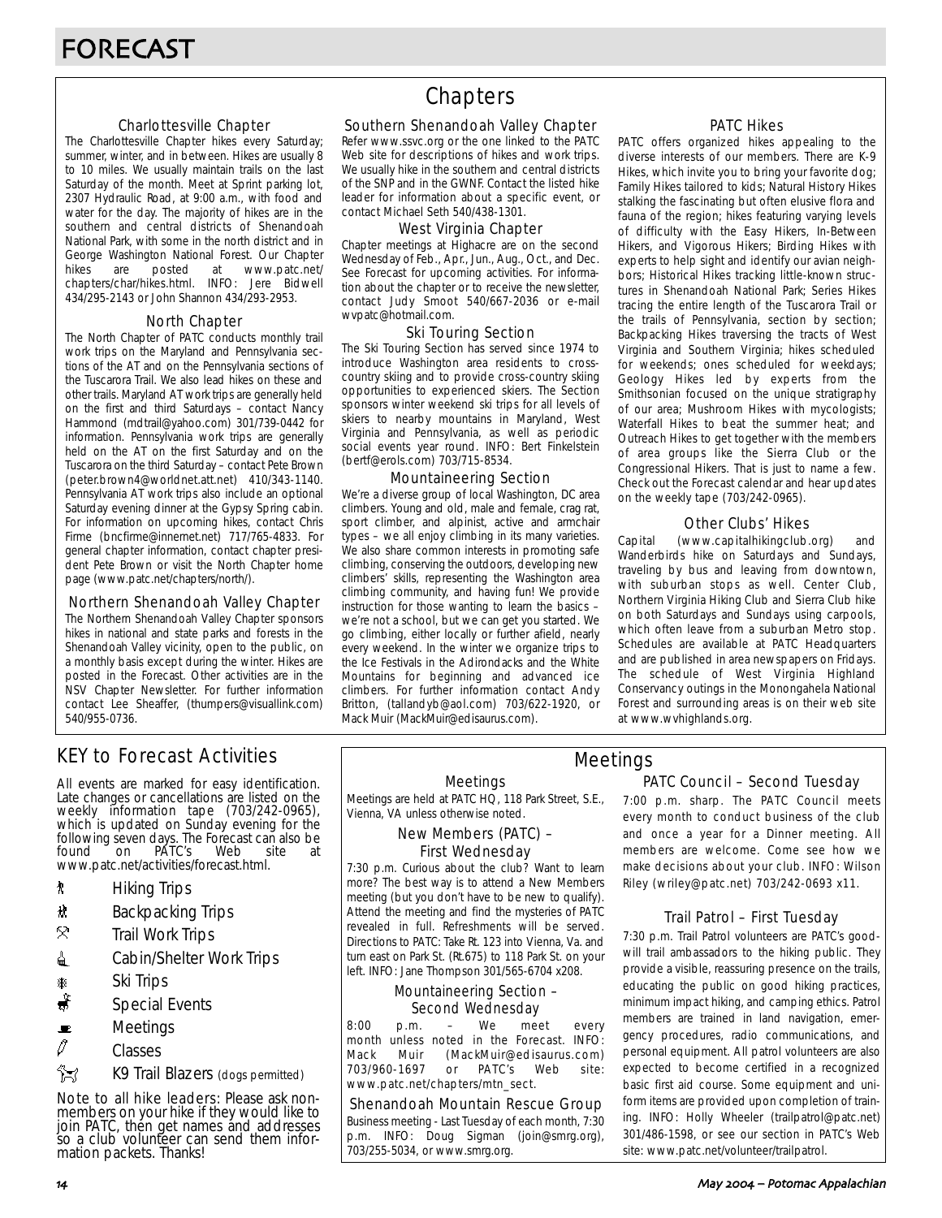# FORECAST

## Chapters

### Charlottesville Chapter

The Charlottesville Chapter hikes every Saturday; summer, winter, and in between. Hikes are usually 8 to 10 miles. We usually maintain trails on the last Saturday of the month. Meet at Sprint parking lot, 2307 Hydraulic Road, at 9:00 a.m., with food and water for the day. The majority of hikes are in the southern and central districts of Shenandoah National Park, with some in the north district and in George Washington National Forest. Our Chapter hikes are posted at www.patc.net/chapters/char/hikes.html. INFO: Jere Bidwell 434/295-2143 or John Shannon 434/293-2953.

### North Chapter

The North Chapter of PATC conducts monthly trail work trips on the Maryland and Pennsylvania sections of the AT and on the Pennsylvania sections of the Tuscarora Trail. We also lead hikes on these and other trails. Maryland AT work trips are generally held on the first and third Saturdays – contact Nancy Hammond (mdtrail@yahoo.com) 301/739-0442 for information. Pennsylvania work trips are generally held on the AT on the first Saturday and on the Tuscarora on the third Saturday – contact Pete Brown (peter.brown4@worldnet.att.net) 410/343-1140. Pennsylvania AT work trips also include an optional Saturday evening dinner at the Gypsy Spring cabin. For information on upcoming hikes, contact Chris Firme (bncfirme@innernet.net) 717/765-4833. For general chapter information, contact chapter president Pete Brown or visit the North Chapter home page (www.patc.net/chapters/north/).

### Northern Shenandoah Valley Chapter

The Northern Shenandoah Valley Chapter sponsors hikes in national and state parks and forests in the Shenandoah Valley vicinity, open to the public, on a monthly basis except during the winter. Hikes are posted in the Forecast. Other activities are in the NSV Chapter Newsletter. For further information contact Lee Sheaffer, (thumpers@visuallink.com) 540/955-0736.

### Southern Shenandoah Valley Chapter

Refer www.ssvc.org or the one linked to the PATC Web site for descriptions of hikes and work trips. We usually hike in the southern and central districts of the SNP and in the GWNF. Contact the listed hike leader for information about a specific event, or contact Michael Seth 540/438-1301.

### West Virginia Chapter

Chapter meetings at Highacre are on the second Wednesday of Feb., Apr., Jun., Aug., Oct., and Dec. See Forecast for upcoming activities. For information about the chapter or to receive the newsletter, contact Judy Smoot 540/667-2036 or e-mail wvpatc@hotmail.com.

### Ski Touring Section

The Ski Touring Section has served since 1974 to introduce Washington area residents to cross-country skiing and to provide cross-country skiing opportunities to experienced skiers. The Section sponsors winter weekend ski trips for all levels of skiers to nearby mountains in Maryland, West Virginia and Pennsylvania, as well as periodic social events year round. INFO: Bert Finkelstein (bertf@erols.com) 703/715-8534.

### Mountaineering Section

We're a diverse group of local Washington, DC area climbers. Young and old, male and female, crag rat, sport climber, and alpinist, active and armchair types – we all enjoy climbing in its many varieties. We also share common interests in promoting safe climbing, conserving the outdoors, developing new climbers' skills, representing the Washington area climbing community, and having fun! We provide instruction for those wanting to learn the basics – we're not a school, but we can get you started. We go climbing, either locally or further afield, nearly every weekend. In the winter we organize trips to the Ice Festivals in the Adirondacks and the White Mountains for beginning and advanced ice climbers. For further information contact Andy Britton, (tallandyb@aol.com) 703/622-1920, or Mack Muir (MackMuir@edisaurus.com).

### PATC Hikes

PATC offers organized hikes appealing to the diverse interests of our members. There are K-9 Hikes, which invite you to bring your favorite dog; Family Hikes tailored to kids; Natural History Hikes stalking the fascinating but often elusive flora and fauna of the region; hikes featuring varying levels of difficulty with the Easy Hikers, In-Between Hikers, and Vigorous Hikers; Birding Hikes with experts to help sight and identify our avian neighbors; Historical Hikes tracking little-known structures in Shenandoah National Park; Series Hikes tracing the entire length of the Tuscarora Trail or the trails of Pennsylvania, section by section; Backpacking Hikes traversing the tracts of West Virginia and Southern Virginia; hikes scheduled for weekends; ones scheduled for weekdays; Geology Hikes led by experts from the Smithsonian focused on the unique stratigraphy of our area; Mushroom Hikes with mycologists; Waterfall Hikes to beat the summer heat; and Outreach Hikes to get together with the members of area groups like the Sierra Club or the Congressional Hikers. That is just to name a few. Check out the Forecast calendar and hear updates on the weekly tape (703/242-0965).

### Other Clubs' Hikes

Capital (www.capitalhikingclub.org) and Wanderbirds hike on Saturdays and Sundays, traveling by bus and leaving from downtown, with suburban stops as well. Center Club, Northern Virginia Hiking Club and Sierra Club hike on both Saturdays and Sundays using carpools, which often leave from a suburban Metro stop. Schedules are available at PATC Headquarters and are published in area newspapers on Fridays. The schedule of West Virginia Highland Conservancy outings in the Monongahela National Forest and surrounding areas is on their web site at www.wvhighlands.org.

## KEY to Forecast Activities

All events are marked for easy identification. Late changes or cancellations are listed on the weekly information tape (703/242-0965), which is updated on Sunday evening for the following seven days. The Forecast can also be found on PATC's Web site at www.patc.net/activities/forecast.html.

- Hiking Trips
- Backpacking Trips
- Trail Work Trips
- Cabin/Shelter Work Trips
- Ski Trips
- Special Events
- Meetings
- Classes
- K9 Trail Blazers (dogs permitted)

Note to all hike leaders: Please ask non-members on your hike if they would like to join PATC, then get names and addresses so a club volunteer can send them information packets. Thanks!

## Meetings

### Meetings

Meetings are held at PATC HQ, 118 Park Street, S.E., Vienna, VA unless otherwise noted.

### New Members (PATC) – First Wednesday

7:30 p.m. Curious about the club? Want to learn more? The best way is to attend a New Members meeting (but you don't have to be new to qualify). Attend the meeting and find the mysteries of PATC revealed in full. Refreshments will be served. Directions to PATC: Take Rt. 123 into Vienna, Va. and turn east on Park St. (Rt.675) to 118 Park St. on your left. INFO: Jane Thompson 301/565-6704 x208.

### Mountaineering Section – Second Wednesday

8:00 p.m. – We meet every month unless noted in the Forecast. INFO: Mack Muir (MackMuir@edisaurus.com) 703/960-1697 or PATC's Web site: www.patc.net/chapters/mtn_sect.

### Shenandoah Mountain Rescue Group

Business meeting - Last Tuesday of each month, 7:30 p.m. INFO: Doug Sigman (join@smrg.org), 703/255-5034, or www.smrg.org.

### PATC Council – Second Tuesday

7:00 p.m. sharp. The PATC Council meets every month to conduct business of the club and once a year for a Dinner meeting. All members are welcome. Come see how we make decisions about your club. INFO: Wilson Riley (wriley@patc.net) 703/242-0693 x11.

### Trail Patrol – First Tuesday

7:30 p.m. Trail Patrol volunteers are PATC's goodwill trail ambassadors to the hiking public. They provide a visible, reassuring presence on the trails, educating the public on good hiking practices, minimum impact hiking, and camping ethics. Patrol members are trained in land navigation, emergency procedures, radio communications, and personal equipment. All patrol volunteers are also expected to become certified in a recognized basic first aid course. Some equipment and uniform items are provided upon completion of training. INFO: Holly Wheeler (trailpatrol@patc.net) 301/486-1598, or see our section in PATC's Web site: www.patc.net/volunteer/trailpatrol.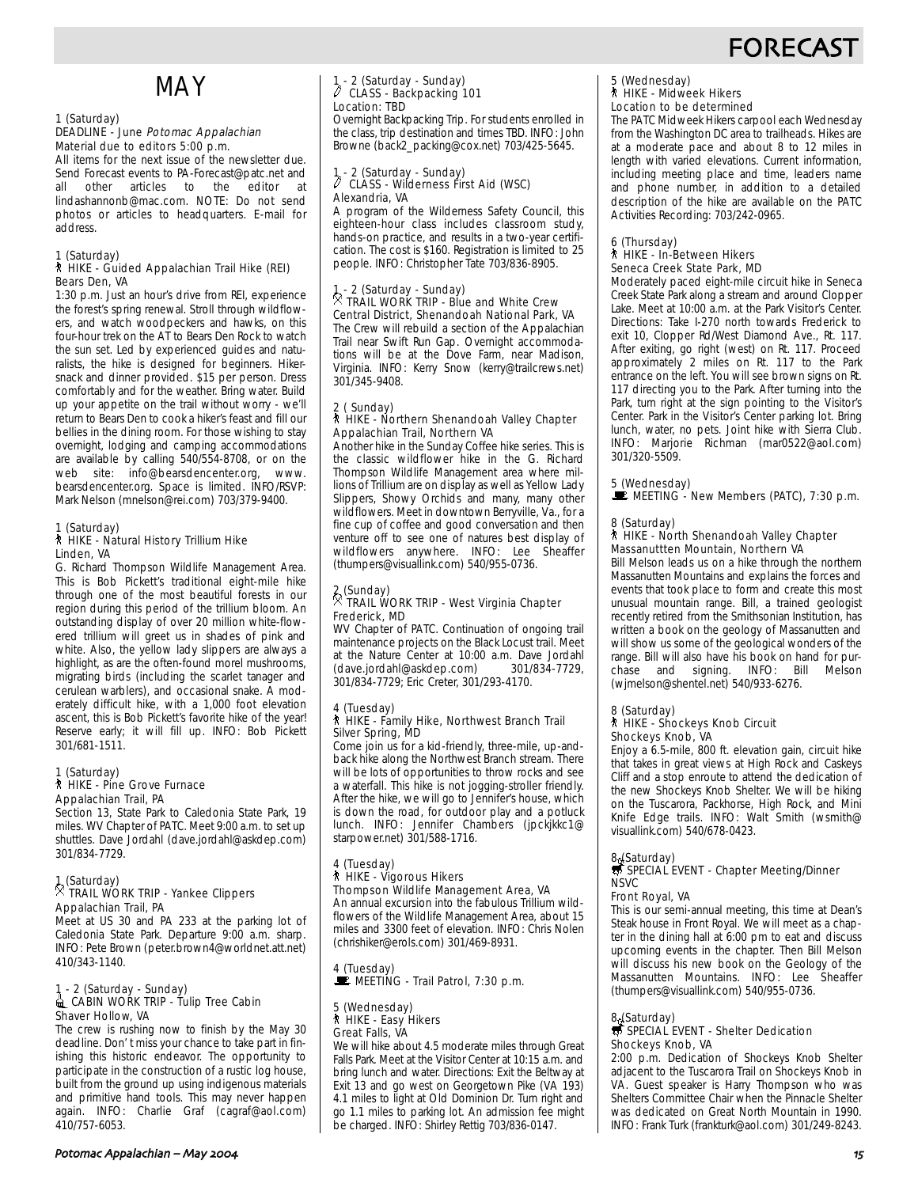# FORECAST

## MAY

### 1 (Saturday)
**DEADLINE - June *Potomac Appalachian***
Material due to editors 5:00 p.m.

All items for the next issue of the newsletter due. Send Forecast events to PA-Forecast@patc.net and all other articles to the editor at lindashannonb@mac.com. NOTE: Do not send photos or articles to headquarters. E-mail for address.

### 1 (Saturday)
**HIKE - Guided Appalachian Trail Hike (REI)**
Bears Den, VA

1:30 p.m. Just an hour's drive from REI, experience the forest's spring renewal. Stroll through wildflowers, and watch woodpeckers and hawks, on this four-hour trek on the AT to Bears Den Rock to watch the sun set. Led by experienced guides and naturalists, the hike is designed for beginners. Hiker-snack and dinner provided. $15 per person. Dress comfortably and for the weather. Bring water. Build up your appetite on the trail without worry - we'll return to Bears Den to cook a hiker's feast and fill our bellies in the dining room. For those wishing to stay overnight, lodging and camping accommodations are available by calling 540/554-8708, or on the web site: info@bearsdencenter.org, www.bearsdencenter.org. Space is limited. INFO/RSVP: Mark Nelson (mnelson@rei.com) 703/379-9400.

### 1 (Saturday)
**HIKE - Natural History Trillium Hike**
Linden, VA

G. Richard Thompson Wildlife Management Area. This is Bob Pickett's traditional eight-mile hike through one of the most beautiful forests in our region during this period of the trillium bloom. An outstanding display of over 20 million white-flowered trillium will greet us in shades of pink and white. Also, the yellow lady slippers are always a highlight, as are the often-found morel mushrooms, migrating birds (including the scarlet tanager and cerulean warblers), and occasional snake. A moderately difficult hike, with a 1,000 foot elevation ascent, this is Bob Pickett's favorite hike of the year! Reserve early; it will fill up. INFO: Bob Pickett 301/681-1511.

### 1 (Saturday)
**HIKE - Pine Grove Furnace**
Appalachian Trail, PA

Section 13, State Park to Caledonia State Park, 19 miles. WV Chapter of PATC. Meet 9:00 a.m. to set up shuttles. Dave Jordahl (dave.jordahl@askdep.com) 301/834-7729.

### 1 (Saturday)
**TRAIL WORK TRIP - Yankee Clippers**
Appalachian Trail, PA

Meet at US 30 and PA 233 at the parking lot of Caledonia State Park. Departure 9:00 a.m. sharp. INFO: Pete Brown (peter.brown4@worldnet.att.net) 410/343-1140.

### 1 - 2 (Saturday - Sunday)
**CABIN WORK TRIP - Tulip Tree Cabin**
Shaver Hollow, VA

The crew is rushing now to finish by the May 30 deadline. Don't miss your chance to take part in finishing this historic endeavor. The opportunity to participate in the construction of a rustic log house, built from the ground up using indigenous materials and primitive hand tools. This may never happen again. INFO: Charlie Graf (cagraf@aol.com) 410/757-6053.

### 1 - 2 (Saturday - Sunday)
**CLASS - Backpacking 101**
Location: TBD

Overnight Backpacking Trip. For students enrolled in the class, trip destination and times TBD. INFO: John Browne (back2_packing@cox.net) 703/425-5645.

### 1 - 2 (Saturday - Sunday)
**CLASS - Wilderness First Aid (WSC)**
Alexandria, VA

A program of the Wilderness Safety Council, this eighteen-hour class includes classroom study, hands-on practice, and results in a two-year certification. The cost is $160. Registration is limited to 25 people. INFO: Christopher Tate 703/836-8905.

### 1 - 2 (Saturday - Sunday)
**TRAIL WORK TRIP - Blue and White Crew**
Central District, Shenandoah National Park, VA

The Crew will rebuild a section of the Appalachian Trail near Swift Run Gap. Overnight accommodations will be at the Dove Farm, near Madison, Virginia. INFO: Kerry Snow (kerry@trailcrews.net) 301/345-9408.

### 2 ( Sunday)
**HIKE - Northern Shenandoah Valley Chapter**
Appalachian Trail, Northern VA

Another hike in the Sunday Coffee hike series. This is the classic wildflower hike in the G. Richard Thompson Wildlife Management area where millions of Trillium are on display as well as Yellow Lady Slippers, Showy Orchids and many, many other wildflowers. Meet in downtown Berryville, Va., for a fine cup of coffee and good conversation and then venture off to see one of natures best display of wildflowers anywhere. INFO: Lee Sheaffer (thumpers@visuallink.com) 540/955-0736.

### 2 (Sunday)
**TRAIL WORK TRIP - West Virginia Chapter**
Frederick, MD

WV Chapter of PATC. Continuation of ongoing trail maintenance projects on the Black Locust trail. Meet at the Nature Center at 10:00 a.m. Dave Jordahl (dave.jordahl@askdep.com) 301/834-7729, 301/834-7729; Eric Creter, 301/293-4170.

### 4 (Tuesday)
**HIKE - Family Hike, Northwest Branch Trail**
Silver Spring, MD

Come join us for a kid-friendly, three-mile, up-and-back hike along the Northwest Branch stream. There will be lots of opportunities to throw rocks and see a waterfall. This hike is not jogging-stroller friendly. After the hike, we will go to Jennifer's house, which is down the road, for outdoor play and a potluck lunch. INFO: Jennifer Chambers (jpckjkkc1@starpower.net) 301/588-1716.

### 4 (Tuesday)
**HIKE - Vigorous Hikers**
Thompson Wildlife Management Area, VA

An annual excursion into the fabulous Trillium wildflowers of the Wildlife Management Area, about 15 miles and 3300 feet of elevation. INFO: Chris Nolen (chrishiker@erols.com) 301/469-8931.

### 4 (Tuesday)
**MEETING - Trail Patrol, 7:30 p.m.**

### 5 (Wednesday)
**HIKE - Easy Hikers**
Great Falls, VA

We will hike about 4.5 moderate miles through Great Falls Park. Meet at the Visitor Center at 10:15 a.m. and bring lunch and water. Directions: Exit the Beltway at Exit 13 and go west on Georgetown Pike (VA 193) 4.1 miles to light at Old Dominion Dr. Turn right and go 1.1 miles to parking lot. An admission fee might be charged. INFO: Shirley Rettig 703/836-0147.

### 5 (Wednesday)
**HIKE - Midweek Hikers**
Location to be determined

The PATC Midweek Hikers carpool each Wednesday from the Washington DC area to trailheads. Hikes are at a moderate pace and about 8 to 12 miles in length with varied elevations. Current information, including meeting place and time, leaders name and phone number, in addition to a detailed description of the hike are available on the PATC Activities Recording: 703/242-0965.

### 6 (Thursday)
**HIKE - In-Between Hikers**
Seneca Creek State Park, MD

Moderately paced eight-mile circuit hike in Seneca Creek State Park along a stream and around Clopper Lake. Meet at 10:00 a.m. at the Park Visitor's Center. Directions: Take I-270 north towards Frederick to exit 10, Clopper Rd/West Diamond Ave., Rt. 117. After exiting, go right (west) on Rt. 117. Proceed approximately 2 miles on Rt. 117 to the Park entrance on the left. You will see brown signs on Rt. 117 directing you to the Park. After turning into the Park, turn right at the sign pointing to the Visitor's Center. Park in the Visitor's Center parking lot. Bring lunch, water, no pets. Joint hike with Sierra Club. INFO: Marjorie Richman (mar0522@aol.com) 301/320-5509.

### 5 (Wednesday)
**MEETING - New Members (PATC), 7:30 p.m.**

### 8 (Saturday)
**HIKE - North Shenandoah Valley Chapter**
Massanuttten Mountain, Northern VA

Bill Melson leads us on a hike through the northern Massanutten Mountains and explains the forces and events that took place to form and create this most unusual mountain range. Bill, a trained geologist recently retired from the Smithsonian Institution, has written a book on the geology of Massanutten and will show us some of the geological wonders of the range. Bill will also have his book on hand for purchase and signing. INFO: Bill Melson (wjmelson@shentel.net) 540/933-6276.

### 8 (Saturday)
**HIKE - Shockeys Knob Circuit**
Shockeys Knob, VA

Enjoy a 6.5-mile, 800 ft. elevation gain, circuit hike that takes in great views at High Rock and Caskeys Cliff and a stop enroute to attend the dedication of the new Shockeys Knob Shelter. We will be hiking on the Tuscarora, Packhorse, High Rock, and Mini Knife Edge trails. INFO: Walt Smith (wsmith@visuallink.com) 540/678-0423.

### 8 (Saturday)
**SPECIAL EVENT - Chapter Meeting/Dinner NSVC**
Front Royal, VA

This is our semi-annual meeting, this time at Dean's Steak house in Front Royal. We will meet as a chapter in the dining hall at 6:00 pm to eat and discuss upcoming events in the chapter. Then Bill Melson will discuss his new book on the Geology of the Massanutten Mountains. INFO: Lee Sheaffer (thumpers@visuallink.com) 540/955-0736.

### 8 (Saturday)
**SPECIAL EVENT - Shelter Dedication**
Shockeys Knob, VA

2:00 p.m. Dedication of Shockeys Knob Shelter adjacent to the Tuscarora Trail on Shockeys Knob in VA. Guest speaker is Harry Thompson who was Shelters Committee Chair when the Pinnacle Shelter was dedicated on Great North Mountain in 1990. INFO: Frank Turk (frankturk@aol.com) 301/249-8243.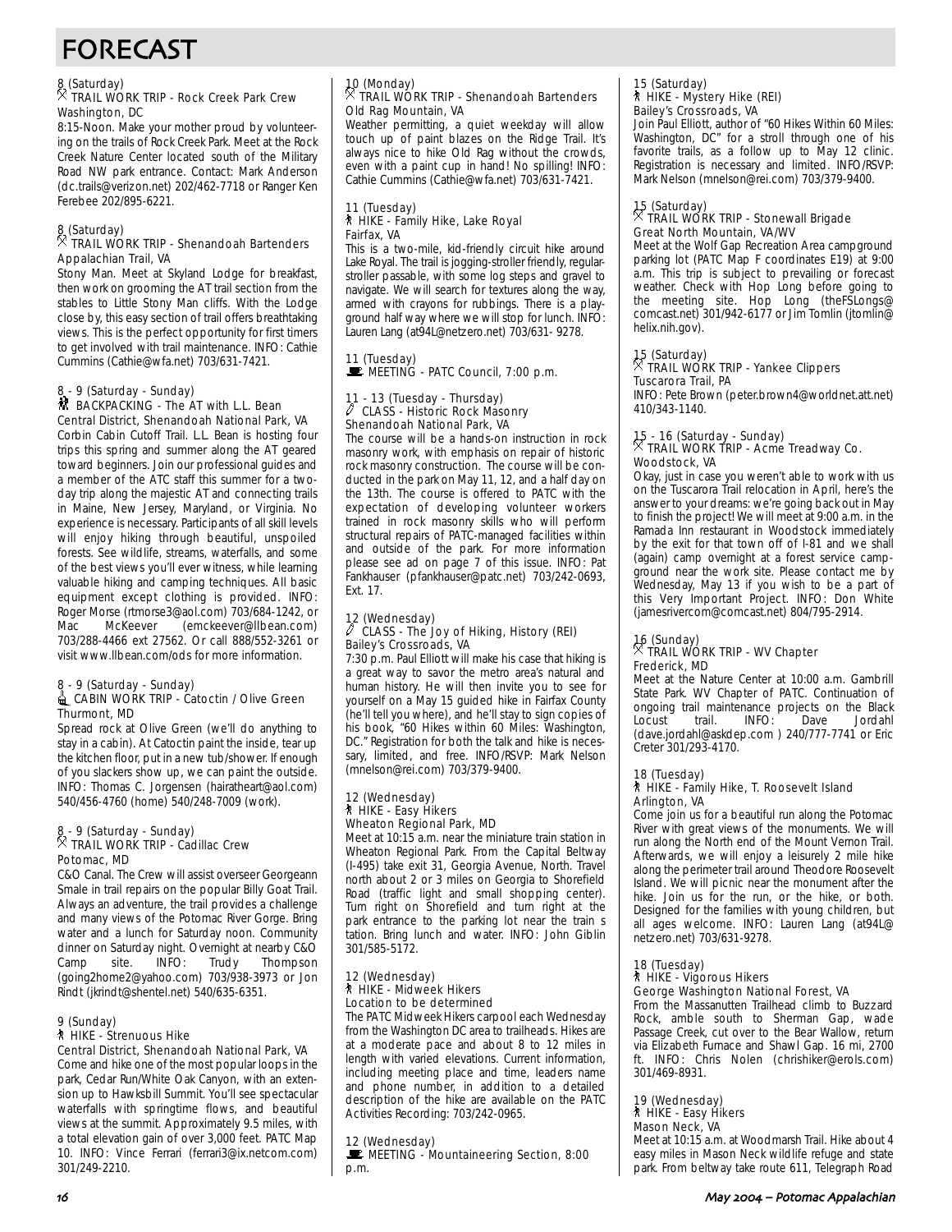# FORECAST

### 8 (Saturday)
### TRAIL WORK TRIP - Rock Creek Park Crew
Washington, DC

8:15-Noon. Make your mother proud by volunteering on the trails of Rock Creek Park. Meet at the Rock Creek Nature Center located south of the Military Road NW park entrance. Contact: Mark Anderson (dc.trails@verizon.net) 202/462-7718 or Ranger Ken Ferebee 202/895-6221.

### 8 (Saturday)
### TRAIL WORK TRIP - Shenandoah Bartenders
Appalachian Trail, VA

Stony Man. Meet at Skyland Lodge for breakfast, then work on grooming the AT trail section from the stables to Little Stony Man cliffs. With the Lodge close by, this easy section of trail offers breathtaking views. This is the perfect opportunity for first timers to get involved with trail maintenance. INFO: Cathie Cummins (Cathie@wfa.net) 703/631-7421.

### 8 - 9 (Saturday - Sunday)
### BACKPACKING - The AT with L.L. Bean
Central District, Shenandoah National Park, VA

Corbin Cabin Cutoff Trail. L.L. Bean is hosting four trips this spring and summer along the AT geared toward beginners. Join our professional guides and a member of the ATC staff this summer for a two-day trip along the majestic AT and connecting trails in Maine, New Jersey, Maryland, or Virginia. No experience is necessary. Participants of all skill levels will enjoy hiking through beautiful, unspoiled forests. See wildlife, streams, waterfalls, and some of the best views you'll ever witness, while learning valuable hiking and camping techniques. All basic equipment except clothing is provided. INFO: Roger Morse (rtmorse3@aol.com) 703/684-1242, or Mac McKeever (emckeever@llbean.com) 703/288-4466 ext 27562. Or call 888/552-3261 or visit www.llbean.com/ods for more information.

### 8 - 9 (Saturday - Sunday)
### CABIN WORK TRIP - Catoctin / Olive Green
Thurmont, MD

Spread rock at Olive Green (we'll do anything to stay in a cabin). At Catoctin paint the inside, tear up the kitchen floor, put in a new tub/shower. If enough of you slackers show up, we can paint the outside. INFO: Thomas C. Jorgensen (hairatheart@aol.com) 540/456-4760 (home) 540/248-7009 (work).

### 8 - 9 (Saturday - Sunday)
### TRAIL WORK TRIP - Cadillac Crew
Potomac, MD

C&O Canal. The Crew will assist overseer Georgeann Smale in trail repairs on the popular Billy Goat Trail. Always an adventure, the trail provides a challenge and many views of the Potomac River Gorge. Bring water and a lunch for Saturday noon. Community dinner on Saturday night. Overnight at nearby C&O Camp site. INFO: Trudy Thompson (going2home2@yahoo.com) 703/938-3973 or Jon Rindt (jkrindt@shentel.net) 540/635-6351.

### 9 (Sunday)
### HIKE - Strenuous Hike
Central District, Shenandoah National Park, VA

Come and hike one of the most popular loops in the park, Cedar Run/White Oak Canyon, with an extension up to Hawksbill Summit. You'll see spectacular waterfalls with springtime flows, and beautiful views at the summit. Approximately 9.5 miles, with a total elevation gain of over 3,000 feet. PATC Map 10. INFO: Vince Ferrari (ferrari3@ix.netcom.com) 301/249-2210.

### 10 (Monday)
### TRAIL WORK TRIP - Shenandoah Bartenders
Old Rag Mountain, VA

Weather permitting, a quiet weekday will allow touch up of paint blazes on the Ridge Trail. It's always nice to hike Old Rag without the crowds, even with a paint cup in hand! No spilling! INFO: Cathie Cummins (Cathie@wfa.net) 703/631-7421.

### 11 (Tuesday)
### HIKE - Family Hike, Lake Royal
Fairfax, VA

This is a two-mile, kid-friendly circuit hike around Lake Royal. The trail is jogging-stroller friendly, regular-stroller passable, with some log steps and gravel to navigate. We will search for textures along the way, armed with crayons for rubbings. There is a playground half way where we will stop for lunch. INFO: Lauren Lang (at94L@netzero.net) 703/631- 9278.

### 11 (Tuesday)
### MEETING - PATC Council, 7:00 p.m.

### 11 - 13 (Tuesday - Thursday)
### CLASS - Historic Rock Masonry
Shenandoah National Park, VA

The course will be a hands-on instruction in rock masonry work, with emphasis on repair of historic rock masonry construction. The course will be conducted in the park on May 11, 12, and a half day on the 13th. The course is offered to PATC with the expectation of developing volunteer workers trained in rock masonry skills who will perform structural repairs of PATC-managed facilities within and outside of the park. For more information please see ad on page 7 of this issue. INFO: Pat Fankhauser (pfankhauser@patc.net) 703/242-0693, Ext. 17.

### 12 (Wednesday)
### CLASS - The Joy of Hiking, History (REI)
Bailey's Crossroads, VA

7:30 p.m. Paul Elliott will make his case that hiking is a great way to savor the metro area's natural and human history. He will then invite you to see for yourself on a May 15 guided hike in Fairfax County (he'll tell you where), and he'll stay to sign copies of his book, "60 Hikes within 60 Miles: Washington, DC." Registration for both the talk and hike is necessary, limited, and free. INFO/RSVP: Mark Nelson (mnelson@rei.com) 703/379-9400.

### 12 (Wednesday)
### HIKE - Easy Hikers
Wheaton Regional Park, MD

Meet at 10:15 a.m. near the miniature train station in Wheaton Regional Park. From the Capital Beltway (I-495) take exit 31, Georgia Avenue, North. Travel north about 2 or 3 miles on Georgia to Shorefield Road (traffic light and small shopping center). Turn right on Shorefield and turn right at the park entrance to the parking lot near the train s tation. Bring lunch and water. INFO: John Giblin 301/585-5172.

### 12 (Wednesday)
### HIKE - Midweek Hikers
Location to be determined

The PATC Midweek Hikers carpool each Wednesday from the Washington DC area to trailheads. Hikes are at a moderate pace and about 8 to 12 miles in length with varied elevations. Current information, including meeting place and time, leaders name and phone number, in addition to a detailed description of the hike are available on the PATC Activities Recording: 703/242-0965.

### 12 (Wednesday)
### MEETING - Mountaineering Section, 8:00 p.m.

### 15 (Saturday)
### HIKE - Mystery Hike (REI)
Bailey's Crossroads, VA

Join Paul Elliott, author of "60 Hikes Within 60 Miles: Washington, DC" for a stroll through one of his favorite trails, as a follow up to May 12 clinic. Registration is necessary and limited. INFO/RSVP: Mark Nelson (mnelson@rei.com) 703/379-9400.

### 15 (Saturday)
### TRAIL WORK TRIP - Stonewall Brigade
Great North Mountain, VA/WV

Meet at the Wolf Gap Recreation Area campground parking lot (PATC Map F coordinates E19) at 9:00 a.m. This trip is subject to prevailing or forecast weather. Check with Hop Long before going to the meeting site. Hop Long (theFSLongs@comcast.net) 301/942-6177 or Jim Tomlin (jtomlin@helix.nih.gov).

### 15 (Saturday)
### TRAIL WORK TRIP - Yankee Clippers
Tuscarora Trail, PA

INFO: Pete Brown (peter.brown4@worldnet.att.net) 410/343-1140.

### 15 - 16 (Saturday - Sunday)
### TRAIL WORK TRIP - Acme Treadway Co.
Woodstock, VA

Okay, just in case you weren't able to work with us on the Tuscarora Trail relocation in April, here's the answer to your dreams: we're going back out in May to finish the project! We will meet at 9:00 a.m. in the Ramada Inn restaurant in Woodstock immediately by the exit for that town off of I-81 and we shall (again) camp overnight at a forest service campground near the work site. Please contact me by Wednesday, May 13 if you wish to be a part of this Very Important Project. INFO: Don White (jamesrivercom@comcast.net) 804/795-2914.

### 16 (Sunday)
### TRAIL WORK TRIP - WV Chapter
Frederick, MD

Meet at the Nature Center at 10:00 a.m. Gambrill State Park. WV Chapter of PATC. Continuation of ongoing trail maintenance projects on the Black Locust trail. INFO: Dave Jordahl (dave.jordahl@askdep.com ) 240/777-7741 or Eric Creter 301/293-4170.

### 18 (Tuesday)
### HIKE - Family Hike, T. Roosevelt Island
Arlington, VA

Come join us for a beautiful run along the Potomac River with great views of the monuments. We will run along the North end of the Mount Vernon Trail. Afterwards, we will enjoy a leisurely 2 mile hike along the perimeter trail around Theodore Roosevelt Island. We will picnic near the monument after the hike. Join us for the run, or the hike, or both. Designed for the families with young children, but all ages welcome. INFO: Lauren Lang (at94L@netzero.net) 703/631-9278.

### 18 (Tuesday)
### HIKE - Vigorous Hikers
George Washington National Forest, VA

From the Massanutten Trailhead climb to Buzzard Rock, amble south to Sherman Gap, wade Passage Creek, cut over to the Bear Wallow, return via Elizabeth Furnace and Shawl Gap. 16 mi, 2700 ft. INFO: Chris Nolen (chrishiker@erols.com) 301/469-8931.

### 19 (Wednesday)
### HIKE - Easy Hikers
Mason Neck, VA

Meet at 10:15 a.m. at Woodmarsh Trail. Hike about 4 easy miles in Mason Neck wildlife refuge and state park. From beltway take route 611, Telegraph Road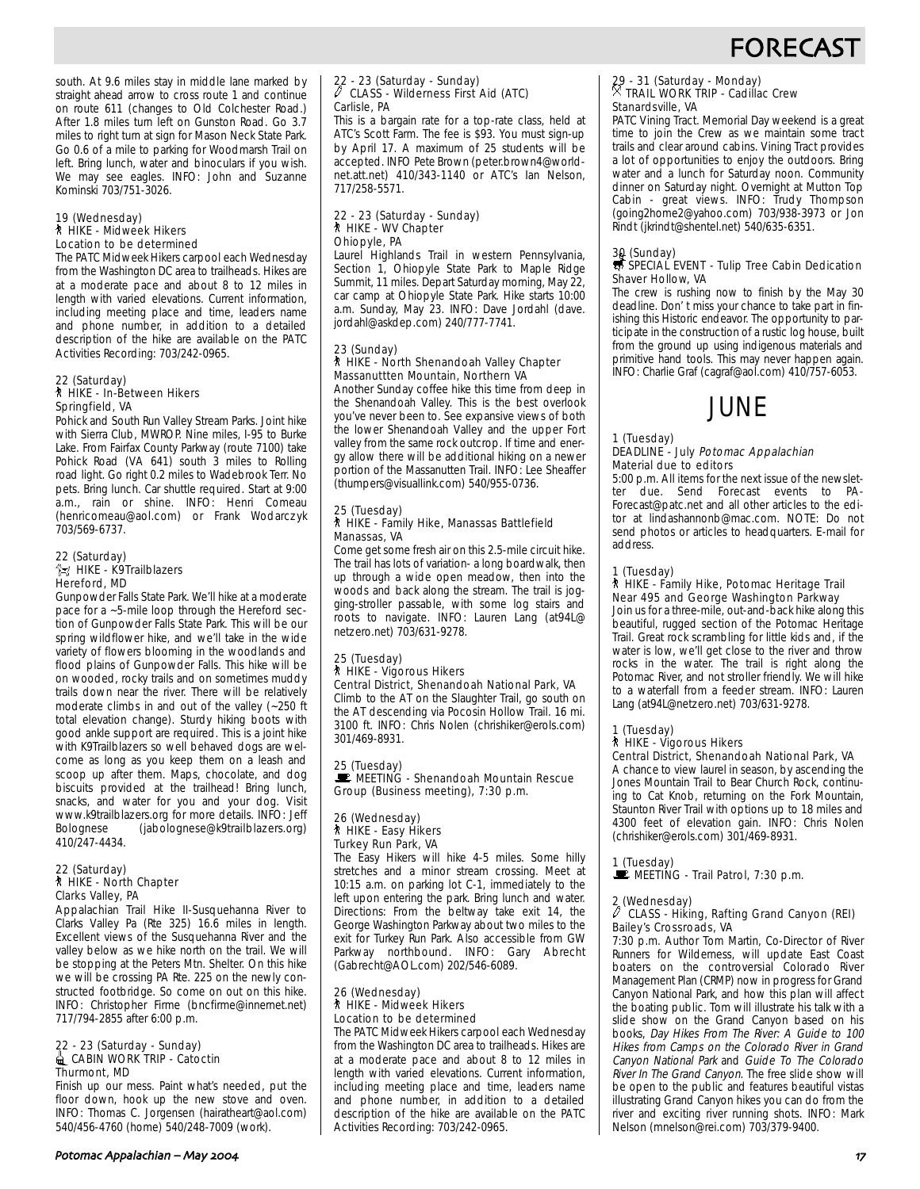south. At 9.6 miles stay in middle lane marked by straight ahead arrow to cross route 1 and continue on route 611 (changes to Old Colchester Road.) After 1.8 miles turn left on Gunston Road. Go 3.7 miles to right turn at sign for Mason Neck State Park. Go 0.6 of a mile to parking for Woodmarsh Trail on left. Bring lunch, water and binoculars if you wish. We may see eagles. INFO: John and Suzanne Kominski 703/751-3026.

19 (Wednesday)
HIKE - Midweek Hikers
Location to be determined
The PATC Midweek Hikers carpool each Wednesday from the Washington DC area to trailheads. Hikes are at a moderate pace and about 8 to 12 miles in length with varied elevations. Current information, including meeting place and time, leaders name and phone number, in addition to a detailed description of the hike are available on the PATC Activities Recording: 703/242-0965.

22 (Saturday)
HIKE - In-Between Hikers
Springfield, VA
Pohick and South Run Valley Stream Parks. Joint hike with Sierra Club, MWROP. Nine miles, I-95 to Burke Lake. From Fairfax County Parkway (route 7100) take Pohick Road (VA 641) south 3 miles to Rolling road light. Go right 0.2 miles to Wadebrook Terr. No pets. Bring lunch. Car shuttle required. Start at 9:00 a.m., rain or shine. INFO: Henri Comeau (henricomeau@aol.com) or Frank Wodarczyk 703/569-6737.

22 (Saturday)
HIKE - K9Trailblazers
Hereford, MD
Gunpowder Falls State Park. We'll hike at a moderate pace for a ~5-mile loop through the Hereford section of Gunpowder Falls State Park. This will be our spring wildflower hike, and we'll take in the wide variety of flowers blooming in the woodlands and flood plains of Gunpowder Falls. This hike will be on wooded, rocky trails and on sometimes muddy trails down near the river. There will be relatively moderate climbs in and out of the valley (~250 ft total elevation change). Sturdy hiking boots with good ankle support are required. This is a joint hike with K9Trailblazers so well behaved dogs are welcome as long as you keep them on a leash and scoop up after them. Maps, chocolate, and dog biscuits provided at the trailhead! Bring lunch, snacks, and water for you and your dog. Visit www.k9trailblazers.org for more details. INFO: Jeff Bolognese (jabolognese@k9trailblazers.org) 410/247-4434.

22 (Saturday)
HIKE - North Chapter
Clarks Valley, PA
Appalachian Trail Hike II-Susquehanna River to Clarks Valley Pa (Rte 325) 16.6 miles in length. Excellent views of the Susquehanna River and the valley below as we hike north on the trail. We will be stopping at the Peters Mtn. Shelter. On this hike we will be crossing PA Rte. 225 on the newly constructed footbridge. So come on out on this hike. INFO: Christopher Firme (bncfirme@innernet.net) 717/794-2855 after 6:00 p.m.

22 - 23 (Saturday - Sunday)
CABIN WORK TRIP - Catoctin
Thurmont, MD
Finish up our mess. Paint what's needed, put the floor down, hook up the new stove and oven. INFO: Thomas C. Jorgensen (hairatheart@aol.com) 540/456-4760 (home) 540/248-7009 (work).

22 - 23 (Saturday - Sunday)
CLASS - Wilderness First Aid (ATC)
Carlisle, PA
This is a bargain rate for a top-rate class, held at ATC's Scott Farm. The fee is $93. You must sign-up by April 17. A maximum of 25 students will be accepted. INFO Pete Brown (peter.brown4@worldnet.att.net) 410/343-1140 or ATC's Ian Nelson, 717/258-5571.

22 - 23 (Saturday - Sunday)
HIKE - WV Chapter
Ohiopyle, PA
Laurel Highlands Trail in western Pennsylvania, Section 1, Ohiopyle State Park to Maple Ridge Summit, 11 miles. Depart Saturday morning, May 22, car camp at Ohiopyle State Park. Hike starts 10:00 a.m. Sunday, May 23. INFO: Dave Jordahl (dave.jordahl@askdep.com) 240/777-7741.

23 (Sunday)
HIKE - North Shenandoah Valley Chapter
Massanuttten Mountain, Northern VA
Another Sunday coffee hike this time from deep in the Shenandoah Valley. This is the best overlook you've never been to. See expansive views of both the lower Shenandoah Valley and the upper Fort valley from the same rock outcrop. If time and energy allow there will be additional hiking on a newer portion of the Massanutten Trail. INFO: Lee Sheaffer (thumpers@visuallink.com) 540/955-0736.

25 (Tuesday)
HIKE - Family Hike, Manassas Battlefield
Manassas, VA
Come get some fresh air on this 2.5-mile circuit hike. The trail has lots of variation- a long boardwalk, then up through a wide open meadow, then into the woods and back along the stream. The trail is jogging-stroller passable, with some log stairs and roots to navigate. INFO: Lauren Lang (at94L@netzero.net) 703/631-9278.

25 (Tuesday)
HIKE - Vigorous Hikers
Central District, Shenandoah National Park, VA
Climb to the AT on the Slaughter Trail, go south on the AT descending via Pocosin Hollow Trail. 16 mi. 3100 ft. INFO: Chris Nolen (chrishiker@erols.com) 301/469-8931.

25 (Tuesday)
MEETING - Shenandoah Mountain Rescue Group (Business meeting), 7:30 p.m.

26 (Wednesday)
HIKE - Easy Hikers
Turkey Run Park, VA
The Easy Hikers will hike 4-5 miles. Some hilly stretches and a minor stream crossing. Meet at 10:15 a.m. on parking lot C-1, immediately to the left upon entering the park. Bring lunch and water. Directions: From the beltway take exit 14, the George Washington Parkway about two miles to the exit for Turkey Run Park. Also accessible from GW Parkway northbound. INFO: Gary Abrecht (Gabrecht@AOL.com) 202/546-6089.

26 (Wednesday)
HIKE - Midweek Hikers
Location to be determined
The PATC Midweek Hikers carpool each Wednesday from the Washington DC area to trailheads. Hikes are at a moderate pace and about 8 to 12 miles in length with varied elevations. Current information, including meeting place and time, leaders name and phone number, in addition to a detailed description of the hike are available on the PATC Activities Recording: 703/242-0965.

29 - 31 (Saturday - Monday)
TRAIL WORK TRIP - Cadillac Crew
Stanardsville, VA
PATC Vining Tract. Memorial Day weekend is a great time to join the Crew as we maintain some tract trails and clear around cabins. Vining Tract provides a lot of opportunities to enjoy the outdoors. Bring water and a lunch for Saturday noon. Community dinner on Saturday night. Overnight at Mutton Top Cabin - great views. INFO: Trudy Thompson (going2home2@yahoo.com) 703/938-3973 or Jon Rindt (jkrindt@shentel.net) 540/635-6351.

30 (Sunday)
SPECIAL EVENT - Tulip Tree Cabin Dedication
Shaver Hollow, VA
The crew is rushing now to finish by the May 30 deadline. Don't miss your chance to take part in finishing this Historic endeavor. The opportunity to participate in the construction of a rustic log house, built from the ground up using indigenous materials and primitive hand tools. This may never happen again. INFO: Charlie Graf (cagraf@aol.com) 410/757-6053.

# JUNE

1 (Tuesday)
DEADLINE - July *Potomac Appalachian* Material due to editors
5:00 p.m. All items for the next issue of the newsletter due. Send Forecast events to PA-Forecast@patc.net and all other articles to the editor at lindashannonb@mac.com. NOTE: Do not send photos or articles to headquarters. E-mail for address.

1 (Tuesday)
HIKE - Family Hike, Potomac Heritage Trail
Near 495 and George Washington Parkway
Join us for a three-mile, out-and-back hike along this beautiful, rugged section of the Potomac Heritage Trail. Great rock scrambling for little kids and, if the water is low, we'll get close to the river and throw rocks in the water. The trail is right along the Potomac River, and not stroller friendly. We will hike to a waterfall from a feeder stream. INFO: Lauren Lang (at94L@netzero.net) 703/631-9278.

1 (Tuesday)
HIKE - Vigorous Hikers
Central District, Shenandoah National Park, VA
A chance to view laurel in season, by ascending the Jones Mountain Trail to Bear Church Rock, continuing to Cat Knob, returning on the Fork Mountain, Staunton River Trail with options up to 18 miles and 4300 feet of elevation gain. INFO: Chris Nolen (chrishiker@erols.com) 301/469-8931.

1 (Tuesday)
MEETING - Trail Patrol, 7:30 p.m.

2 (Wednesday)
CLASS - Hiking, Rafting Grand Canyon (REI)
Bailey's Crossroads, VA
7:30 p.m. Author Tom Martin, Co-Director of River Runners for Wilderness, will update East Coast boaters on the controversial Colorado River Management Plan (CRMP) now in progress for Grand Canyon National Park, and how this plan will affect the boating public. Tom will illustrate his talk with a slide show on the Grand Canyon based on his books, *Day Hikes From The River: A Guide to 100 Hikes from Camps on the Colorado River in Grand Canyon National Park* and *Guide To The Colorado River In The Grand Canyon*. The free slide show will be open to the public and features beautiful vistas illustrating Grand Canyon hikes you can do from the river and exciting river running shots. INFO: Mark Nelson (mnelson@rei.com) 703/379-9400.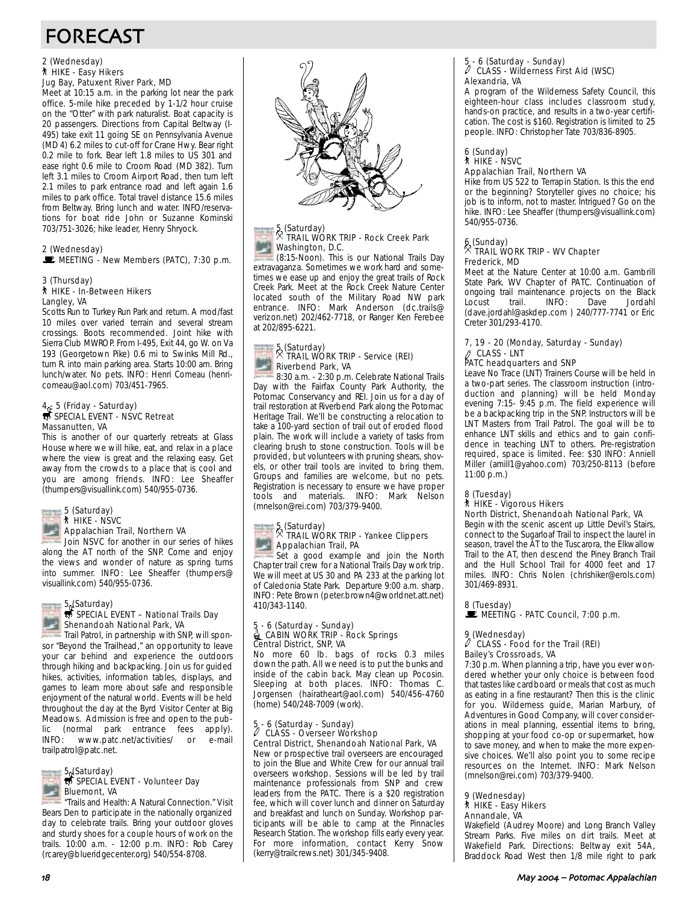# FORECAST

2 (Wednesday)
HIKE - Easy Hikers
Jug Bay, Patuxent River Park, MD
Meet at 10:15 a.m. in the parking lot near the park office. 5-mile hike preceded by 1-1/2 hour cruise on the "Otter" with park naturalist. Boat capacity is 20 passengers. Directions from Capital Beltway (I-495) take exit 11 going SE on Pennsylvania Avenue (MD 4) 6.2 miles to cut-off for Crane Hwy. Bear right 0.2 mile to fork. Bear left 1.8 miles to US 301 and ease right 0.6 mile to Croom Road (MD 382). Turn left 3.1 miles to Croom Airport Road, then turn left 2.1 miles to park entrance road and left again 1.6 miles to park office. Total travel distance 15.6 miles from Beltway. Bring lunch and water. INFO/reservations for boat ride John or Suzanne Kominski 703/751-3026; hike leader, Henry Shryock.

2 (Wednesday)
MEETING - New Members (PATC), 7:30 p.m.

3 (Thursday)
HIKE - In-Between Hikers
Langley, VA
Scotts Run to Turkey Run Park and return. A mod/fast 10 miles over varied terrain and several stream crossings. Boots recommended. Joint hike with Sierra Club MWROP. From I-495, Exit 44, go W. on Va 193 (Georgetown Pike) 0.6 mi to Swinks Mill Rd., turn R. into main parking area. Starts 10:00 am. Bring lunch/water. No pets. INFO: Henri Comeau (henricomeau@aol.com) 703/451-7965.

4 - 5 (Friday - Saturday)
SPECIAL EVENT - NSVC Retreat
Massanutten, VA
This is another of our quarterly retreats at Glass House where we will hike, eat, and relax in a place where the view is great and the relaxing easy. Get away from the crowds to a place that is cool and you are among friends. INFO: Lee Sheaffer (thumpers@visuallink.com) 540/955-0736.

5 (Saturday)
HIKE - NSVC
Appalachian Trail, Northern VA
Join NSVC for another in our series of hikes along the AT north of the SNP. Come and enjoy the views and wonder of nature as spring turns into summer. INFO: Lee Sheaffer (thumpers@visuallink.com) 540/955-0736.

5 (Saturday)
SPECIAL EVENT – National Trails Day
Shenandoah National Park, VA
Trail Patrol, in partnership with SNP, will sponsor "Beyond the Trailhead," an opportunity to leave your car behind and experience the outdoors through hiking and backpacking. Join us for guided hikes, activities, information tables, displays, and games to learn more about safe and responsible enjoyment of the natural world. Events will be held throughout the day at the Byrd Visitor Center at Big Meadows. Admission is free and open to the public (normal park entrance fees apply). INFO: www.patc.net/activities/ or e-mail trailpatrol@patc.net.

5 (Saturday)
SPECIAL EVENT - Volunteer Day
Bluemont, VA
"Trails and Health: A Natural Connection." Visit Bears Den to participate in the nationally organized day to celebrate trails. Bring your outdoor gloves and sturdy shoes for a couple hours of work on the trails. 10:00 a.m. - 12:00 p.m. INFO: Rob Carey (rcarey@blueridgecenter.org) 540/554-8708.

5 (Saturday)
TRAIL WORK TRIP - Rock Creek Park
Washington, D.C.
(8:15-Noon). This is our National Trails Day extravaganza. Sometimes we work hard and sometimes we ease up and enjoy the great trails of Rock Creek Park. Meet at the Rock Creek Nature Center located south of the Military Road NW park entrance. INFO: Mark Anderson (dc.trails@verizon.net) 202/462-7718, or Ranger Ken Ferebee at 202/895-6221.

5 (Saturday)
TRAIL WORK TRIP - Service (REI)
Riverbend Park, VA
8:30 a.m. - 2:30 p.m. Celebrate National Trails Day with the Fairfax County Park Authority, the Potomac Conservancy and REI. Join us for a day of trail restoration at Riverbend Park along the Potomac Heritage Trail. We'll be constructing a relocation to take a 100-yard section of trail out of eroded flood plain. The work will include a variety of tasks from clearing brush to stone construction. Tools will be provided, but volunteers with pruning shears, shovels, or other trail tools are invited to bring them. Groups and families are welcome, but no pets. Registration is necessary to ensure we have proper tools and materials. INFO: Mark Nelson (mnelson@rei.com) 703/379-9400.

5 (Saturday)
TRAIL WORK TRIP - Yankee Clippers
Appalachian Trail, PA
Set a good example and join the North Chapter trail crew for a National Trails Day work trip. We will meet at US 30 and PA 233 at the parking lot of Caledonia State Park. Departure 9:00 a.m. sharp. INFO: Pete Brown (peter.brown4@worldnet.att.net) 410/343-1140.

5 - 6 (Saturday - Sunday)
CABIN WORK TRIP - Rock Springs
Central District, SNP, VA
No more 60 lb. bags of rocks 0.3 miles down the path. All we need is to put the bunks and inside of the cabin back. May clean up Pocosin. Sleeping at both places. INFO: Thomas C. Jorgensen (hairatheart@aol.com) 540/456-4760 (home) 540/248-7009 (work).

5 - 6 (Saturday - Sunday)
CLASS - Overseer Workshop
Central District, Shenandoah National Park, VA
New or prospective trail overseers are encouraged to join the Blue and White Crew for our annual trail overseers workshop. Sessions will be led by trail maintenance professionals from SNP and crew leaders from the PATC. There is a $20 registration fee, which will cover lunch and dinner on Saturday and breakfast and lunch on Sunday. Workshop participants will be able to camp at the Pinnacles Research Station. The workshop fills early every year. For more information, contact Kerry Snow (kerry@trailcrews.net) 301/345-9408.

5 - 6 (Saturday - Sunday)
CLASS - Wilderness First Aid (WSC)
Alexandria, VA
A program of the Wilderness Safety Council, this eighteen-hour class includes classroom study, hands-on practice, and results in a two-year certification. The cost is $160. Registration is limited to 25 people. INFO: Christopher Tate 703/836-8905.

6 (Sunday)
HIKE - NSVC
Appalachian Trail, Northern VA
Hike from US 522 to Terrapin Station. Is this the end or the beginning? Storyteller gives no choice; his job is to inform, not to master. Intrigued? Go on the hike. INFO: Lee Sheaffer (thumpers@visuallink.com) 540/955-0736.

6 (Sunday)
TRAIL WORK TRIP - WV Chapter
Frederick, MD
Meet at the Nature Center at 10:00 a.m. Gambrill State Park. WV Chapter of PATC. Continuation of ongoing trail maintenance projects on the Black Locust trail. INFO: Dave Jordahl (dave.jordahl@askdep.com ) 240/777-7741 or Eric Creter 301/293-4170.

7, 19 - 20 (Monday, Saturday - Sunday)
CLASS - LNT
PATC headquarters and SNP
Leave No Trace (LNT) Trainers Course will be held in a two-part series. The classroom instruction (introduction and planning) will be held Monday evening 7:15- 9:45 p.m. The field experience will be a backpacking trip in the SNP. Instructors will be LNT Masters from Trail Patrol. The goal will be to enhance LNT skills and ethics and to gain confidence in teaching LNT to others. Pre-registration required, space is limited. Fee: $30 INFO: Anniell Miller (amill1@yahoo.com) 703/250-8113 (before 11:00 p.m.)

8 (Tuesday)
HIKE - Vigorous Hikers
North District, Shenandoah National Park, VA
Begin with the scenic ascent up Little Devil's Stairs, connect to the Sugarloaf Trail to inspect the laurel in season, travel the AT to the Tuscarora, the Elkwallow Trail to the AT, then descend the Piney Branch Trail and the Hull School Trail for 4000 feet and 17 miles. INFO: Chris Nolen (chrishiker@erols.com) 301/469-8931.

8 (Tuesday)
MEETING - PATC Council, 7:00 p.m.

9 (Wednesday)
CLASS - Food for the Trail (REI)
Bailey's Crossroads, VA
7:30 p.m. When planning a trip, have you ever wondered whether your only choice is between food that tastes like cardboard or meals that cost as much as eating in a fine restaurant? Then this is the clinic for you. Wilderness guide, Marian Marbury, of Adventures in Good Company, will cover considerations in meal planning, essential items to bring, shopping at your food co-op or supermarket, how to save money, and when to make the more expensive choices. We'll also point you to some recipe resources on the Internet. INFO: Mark Nelson (mnelson@rei.com) 703/379-9400.

9 (Wednesday)
HIKE - Easy Hikers
Annandale, VA
Wakefield (Audrey Moore) and Long Branch Valley Stream Parks. Five miles on dirt trails. Meet at Wakefield Park. Directions: Beltway exit 54A, Braddock Road West then 1/8 mile right to park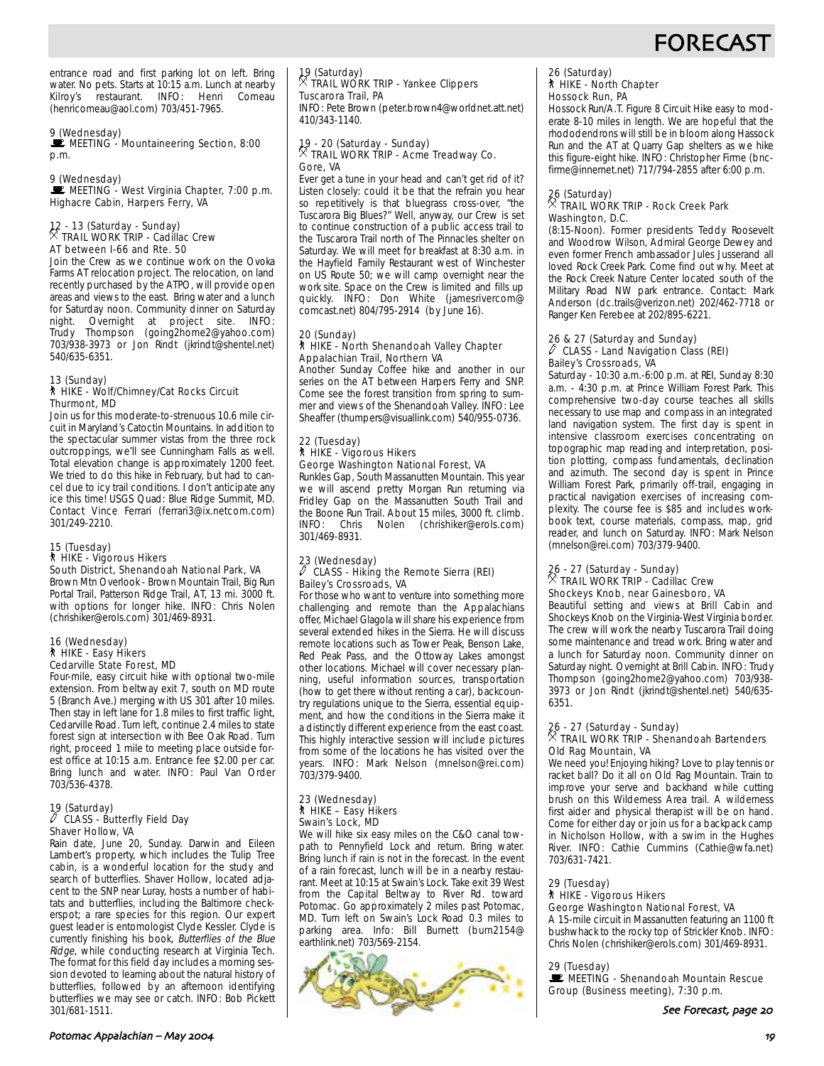# FORECAST

entrance road and first parking lot on left. Bring water. No pets. Starts at 10:15 a.m. Lunch at nearby Kilroy's restaurant. INFO: Henri Comeau (henricomeau@aol.com) 703/451-7965.

9 (Wednesday)
MEETING - Mountaineering Section, 8:00 p.m.

9 (Wednesday)
MEETING - West Virginia Chapter, 7:00 p.m. Highacre Cabin, Harpers Ferry, VA

12 - 13 (Saturday - Sunday)
TRAIL WORK TRIP - Cadillac Crew
AT between I-66 and Rte. 50
Join the Crew as we continue work on the Ovoka Farms AT relocation project. The relocation, on land recently purchased by the ATPO, will provide open areas and views to the east. Bring water and a lunch for Saturday noon. Community dinner on Saturday night. Overnight at project site. INFO: Trudy Thompson (going2home2@yahoo.com) 703/938-3973 or Jon Rindt (jkrindt@shentel.net) 540/635-6351.

13 (Sunday)
HIKE - Wolf/Chimney/Cat Rocks Circuit
Thurmont, MD
Join us for this moderate-to-strenuous 10.6 mile circuit in Maryland's Catoctin Mountains. In addition to the spectacular summer vistas from the three rock outcroppings, we'll see Cunningham Falls as well. Total elevation change is approximately 1200 feet. We tried to do this hike in February, but had to cancel due to icy trail conditions. I don't anticipate any ice this time! USGS Quad: Blue Ridge Summit, MD. Contact Vince Ferrari (ferrari3@ix.netcom.com) 301/249-2210.

15 (Tuesday)
HIKE - Vigorous Hikers
South District, Shenandoah National Park, VA
Brown Mtn Overlook - Brown Mountain Trail, Big Run Portal Trail, Patterson Ridge Trail, AT, 13 mi. 3000 ft. with options for longer hike. INFO: Chris Nolen (chrishiker@erols.com) 301/469-8931.

16 (Wednesday)
HIKE - Easy Hikers
Cedarville State Forest, MD
Four-mile, easy circuit hike with optional two-mile extension. From beltway exit 7, south on MD route 5 (Branch Ave.) merging with US 301 after 10 miles. Then stay in left lane for 1.8 miles to first traffic light, Cedarville Road. Turn left, continue 2.4 miles to state forest sign at intersection with Bee Oak Road. Turn right, proceed 1 mile to meeting place outside forest office at 10:15 a.m. Entrance fee $2.00 per car. Bring lunch and water. INFO: Paul Van Order 703/536-4378.

19 (Saturday)
CLASS - Butterfly Field Day
Shaver Hollow, VA
Rain date, June 20, Sunday. Darwin and Eileen Lambert's property, which includes the Tulip Tree cabin, is a wonderful location for the study and search of butterflies. Shaver Hollow, located adjacent to the SNP near Luray, hosts a number of habitats and butterflies, including the Baltimore checkerspot; a rare species for this region. Our expert guest leader is entomologist Clyde Kessler. Clyde is currently finishing his book, *Butterflies of the Blue Ridge*, while conducting research at Virginia Tech. The format for this field day includes a morning session devoted to learning about the natural history of butterflies, followed by an afternoon identifying butterflies we may see or catch. INFO: Bob Pickett 301/681-1511.

19 (Saturday)
TRAIL WORK TRIP - Yankee Clippers
Tuscarora Trail, PA
INFO: Pete Brown (peter.brown4@worldnet.att.net) 410/343-1140.

19 - 20 (Saturday - Sunday)
TRAIL WORK TRIP - Acme Treadway Co.
Gore, VA
Ever get a tune in your head and can't get rid of it? Listen closely: could it be that the refrain you hear so repetitively is that bluegrass cross-over, "the Tuscarora Big Blues?" Well, anyway, our Crew is set to continue construction of a public access trail to the Tuscarora Trail north of The Pinnacles shelter on Saturday. We will meet for breakfast at 8:30 a.m. in the Hayfield Family Restaurant west of Winchester on US Route 50; we will camp overnight near the work site. Space on the Crew is limited and fills up quickly. INFO: Don White (jamesrivercom@comcast.net) 804/795-2914 (by June 16).

20 (Sunday)
HIKE - North Shenandoah Valley Chapter
Appalachian Trail, Northern VA
Another Sunday Coffee hike and another in our series on the AT between Harpers Ferry and SNP. Come see the forest transition from spring to summer and views of the Shenandoah Valley. INFO: Lee Sheaffer (thumpers@visuallink.com) 540/955-0736.

22 (Tuesday)
HIKE - Vigorous Hikers
George Washington National Forest, VA
Runkles Gap, South Massanutten Mountain. This year we will ascend pretty Morgan Run returning via Fridley Gap on the Massanutten South Trail and the Boone Run Trail. About 15 miles, 3000 ft. climb. INFO: Chris Nolen (chrishiker@erols.com) 301/469-8931.

23 (Wednesday)
CLASS - Hiking the Remote Sierra (REI)
Bailey's Crossroads, VA
For those who want to venture into something more challenging and remote than the Appalachians offer, Michael Glagola will share his experience from several extended hikes in the Sierra. He will discuss remote locations such as Tower Peak, Benson Lake, Red Peak Pass, and the Ottoway Lakes amongst other locations. Michael will cover necessary planning, useful information sources, transportation (how to get there without renting a car), backcountry regulations unique to the Sierra, essential equipment, and how the conditions in the Sierra make it a distinctly different experience from the east coast. This highly interactive session will include pictures from some of the locations he has visited over the years. INFO: Mark Nelson (mnelson@rei.com) 703/379-9400.

23 (Wednesday)
HIKE – Easy Hikers
Swain's Lock, MD
We will hike six easy miles on the C&O canal towpath to Pennyfield Lock and return. Bring water. Bring lunch if rain is not in the forecast. In the event of a rain forecast, lunch will be in a nearby restaurant. Meet at 10:15 at Swain's Lock. Take exit 39 West from the Capital Beltway to River Rd. toward Potomac. Go approximately 2 miles past Potomac, MD. Turn left on Swain's Lock Road 0.3 miles to parking area. Info: Bill Burnett (burn2154@earthlink.net) 703/569-2154.

26 (Saturday)
HIKE - North Chapter
Hossock Run, PA
Hossock Run/A.T. Figure 8 Circuit Hike easy to moderate 8-10 miles in length. We are hopeful that the rhododendrons will still be in bloom along Hassock Run and the AT at Quarry Gap shelters as we hike this figure-eight hike. INFO: Christopher Firme (bncfirme@innernet.net) 717/794-2855 after 6:00 p.m.

26 (Saturday)
TRAIL WORK TRIP - Rock Creek Park
Washington, D.C.
(8:15-Noon). Former presidents Teddy Roosevelt and Woodrow Wilson, Admiral George Dewey and even former French ambassador Jules Jusserand all loved Rock Creek Park. Come find out why. Meet at the Rock Creek Nature Center located south of the Military Road NW park entrance. Contact: Mark Anderson (dc.trails@verizon.net) 202/462-7718 or Ranger Ken Ferebee at 202/895-6221.

26 & 27 (Saturday and Sunday)
CLASS - Land Navigation Class (REI)
Bailey's Crossroads, VA
Saturday - 10:30 a.m.-6:00 p.m. at REI, Sunday 8:30 a.m. - 4:30 p.m. at Prince William Forest Park. This comprehensive two-day course teaches all skills necessary to use map and compass in an integrated land navigation system. The first day is spent in intensive classroom exercises concentrating on topographic map reading and interpretation, position plotting, compass fundamentals, declination and azimuth. The second day is spent in Prince William Forest Park, primarily off-trail, engaging in practical navigation exercises of increasing complexity. The course fee is $85 and includes workbook text, course materials, compass, map, grid reader, and lunch on Saturday. INFO: Mark Nelson (mnelson@rei.com) 703/379-9400.

26 - 27 (Saturday - Sunday)
TRAIL WORK TRIP - Cadillac Crew
Shockeys Knob, near Gainesboro, VA
Beautiful setting and views at Brill Cabin and Shockeys Knob on the Virginia-West Virginia border. The crew will work the nearby Tuscarora Trail doing some maintenance and tread work. Bring water and a lunch for Saturday noon. Community dinner on Saturday night. Overnight at Brill Cabin. INFO: Trudy Thompson (going2home2@yahoo.com) 703/938-3973 or Jon Rindt (jkrindt@shentel.net) 540/635-6351.

26 - 27 (Saturday - Sunday)
TRAIL WORK TRIP - Shenandoah Bartenders
Old Rag Mountain, VA
We need you! Enjoying hiking? Love to play tennis or racket ball? Do it all on Old Rag Mountain. Train to improve your serve and backhand while cutting brush on this Wilderness Area trail. A wilderness first aider and physical therapist will be on hand. Come for either day or join us for a backpack camp in Nicholson Hollow, with a swim in the Hughes River. INFO: Cathie Cummins (Cathie@wfa.net) 703/631-7421.

29 (Tuesday)
HIKE - Vigorous Hikers
George Washington National Forest, VA
A 15-mile circuit in Massanutten featuring an 1100 ft bushwhack to the rocky top of Strickler Knob. INFO: Chris Nolen (chrishiker@erols.com) 301/469-8931.

29 (Tuesday)
MEETING - Shenandoah Mountain Rescue Group (Business meeting), 7:30 p.m.

*See Forecast, page 20*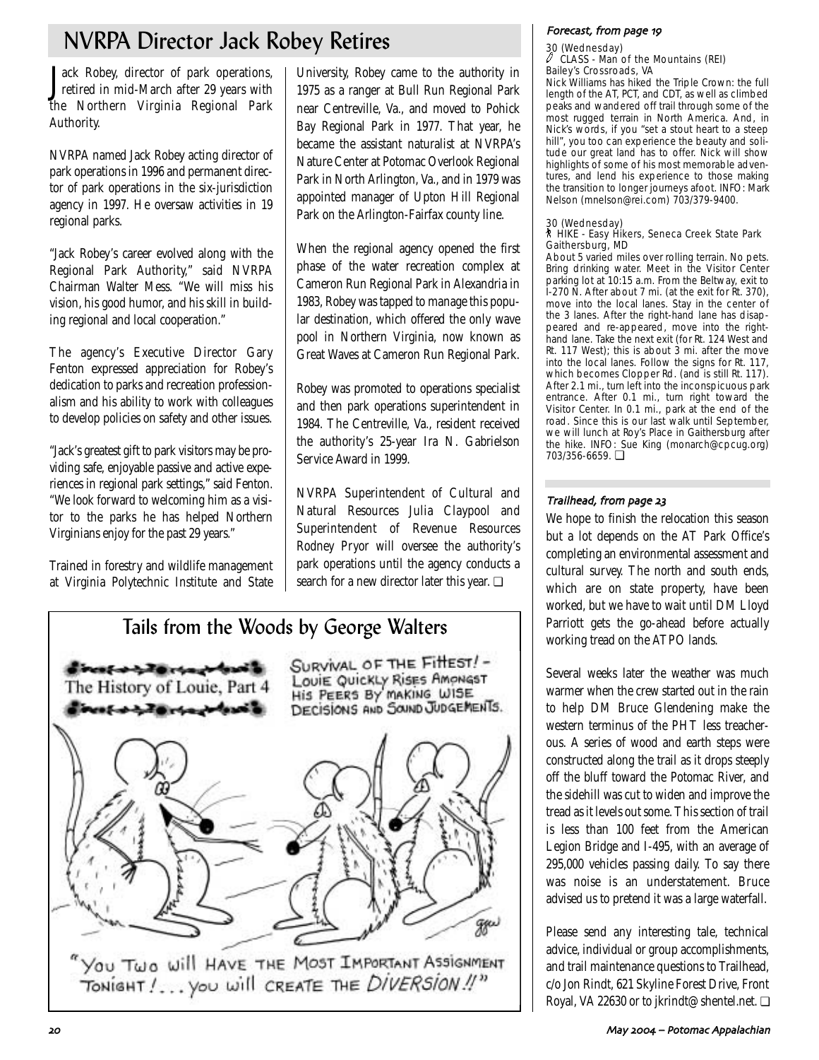# NVRPA Director Jack Robey Retires

Jack Robey, director of park operations, retired in mid-March after 29 years with the Northern Virginia Regional Park Authority.

NVRPA named Jack Robey acting director of park operations in 1996 and permanent director of park operations in the six-jurisdiction agency in 1997. He oversaw activities in 19 regional parks.

"Jack Robey's career evolved along with the Regional Park Authority," said NVRPA Chairman Walter Mess. "We will miss his vision, his good humor, and his skill in building regional and local cooperation."

The agency's Executive Director Gary Fenton expressed appreciation for Robey's dedication to parks and recreation professionalism and his ability to work with colleagues to develop policies on safety and other issues.

"Jack's greatest gift to park visitors may be providing safe, enjoyable passive and active experiences in regional park settings," said Fenton. "We look forward to welcoming him as a visitor to the parks he has helped Northern Virginians enjoy for the past 29 years."

Trained in forestry and wildlife management at Virginia Polytechnic Institute and State University, Robey came to the authority in 1975 as a ranger at Bull Run Regional Park near Centreville, Va., and moved to Pohick Bay Regional Park in 1977. That year, he became the assistant naturalist at NVRPA's Nature Center at Potomac Overlook Regional Park in North Arlington, Va., and in 1979 was appointed manager of Upton Hill Regional Park on the Arlington-Fairfax county line.

When the regional agency opened the first phase of the water recreation complex at Cameron Run Regional Park in Alexandria in 1983, Robey was tapped to manage this popular destination, which offered the only wave pool in Northern Virginia, now known as Great Waves at Cameron Run Regional Park.

Robey was promoted to operations specialist and then park operations superintendent in 1984. The Centreville, Va., resident received the authority's 25-year Ira N. Gabrielson Service Award in 1999.

NVRPA Superintendent of Cultural and Natural Resources Julia Claypool and Superintendent of Revenue Resources Rodney Pryor will oversee the authority's park operations until the agency conducts a search for a new director later this year. ❑

## Tails from the Woods by George Walters

The History of Louie, Part 4

SURVIVAL OF THE FITTEST! – LOUIE QUICKLY RISES AMONGST HIS PEERS BY MAKING WISE DECISIONS AND SOUND JUDGEMENTS.

"YOU TWO WILL HAVE THE MOST IMPORTANT ASSIGNMENT TONIGHT!... YOU WILL CREATE THE DIVERSION!!"

### Forecast, from page 19

30 (Wednesday)
CLASS - Man of the Mountains (REI)
Bailey's Crossroads, VA
Nick Williams has hiked the Triple Crown: the full length of the AT, PCT, and CDT, as well as climbed peaks and wandered off trail through some of the most rugged terrain in North America. And, in Nick's words, if you "set a stout heart to a steep hill", you too can experience the beauty and solitude our great land has to offer. Nick will show highlights of some of his most memorable adventures, and lend his experience to those making the transition to longer journeys afoot. INFO: Mark Nelson (mnelson@rei.com) 703/379-9400.

30 (Wednesday)
HIKE - Easy Hikers, Seneca Creek State Park
Gaithersburg, MD
About 5 varied miles over rolling terrain. No pets. Bring drinking water. Meet in the Visitor Center parking lot at 10:15 a.m. From the Beltway, exit to I-270 N. After about 7 mi. (at the exit for Rt. 370), move into the local lanes. Stay in the center of the 3 lanes. After the right-hand lane has disappeared and re-appeared, move into the right-hand lane. Take the next exit (for Rt. 124 West and Rt. 117 West); this is about 3 mi. after the move into the local lanes. Follow the signs for Rt. 117, which becomes Clopper Rd. (and is still Rt. 117). After 2.1 mi., turn left into the inconspicuous park entrance. After 0.1 mi., turn right toward the Visitor Center. In 0.1 mi., park at the end of the road. Since this is our last walk until September, we will lunch at Roy's Place in Gaithersburg after the hike. INFO: Sue King (monarch@cpcug.org) 703/356-6659. ❑

### Trailhead, from page 23

We hope to finish the relocation this season but a lot depends on the AT Park Office's completing an environmental assessment and cultural survey. The north and south ends, which are on state property, have been worked, but we have to wait until DM Lloyd Parriott gets the go-ahead before actually working tread on the ATPO lands.

Several weeks later the weather was much warmer when the crew started out in the rain to help DM Bruce Glendening make the western terminus of the PHT less treacherous. A series of wood and earth steps were constructed along the trail as it drops steeply off the bluff toward the Potomac River, and the sidehill was cut to widen and improve the tread as it levels out some. This section of trail is less than 100 feet from the American Legion Bridge and I-495, with an average of 295,000 vehicles passing daily. To say there was noise is an understatement. Bruce advised us to pretend it was a large waterfall.

Please send any interesting tale, technical advice, individual or group accomplishments, and trail maintenance questions to Trailhead, c/o Jon Rindt, 621 Skyline Forest Drive, Front Royal, VA 22630 or to jkrindt@shentel.net. ❑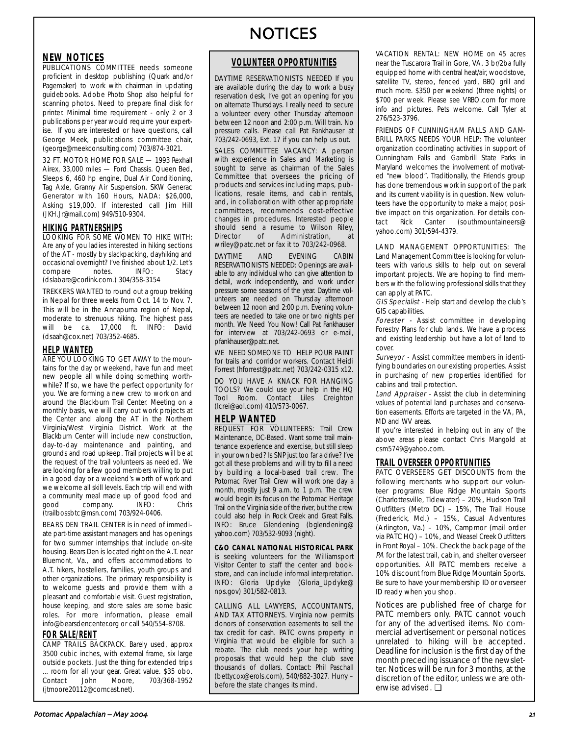# NOTICES

## NEW NOTICES

PUBLICATIONS COMMITTEE needs someone proficient in desktop publishing (Quark and/or Pagemaker) to work with chairman in updating guidebooks. Adobe Photo Shop also helpful for scanning photos. Need to prepare final disk for printer. Minimal time requirement - only 2 or 3 publications per year would requirre your expertise. If you are interested or have questions, call George Meek, publications committee chair, (george@meekconsulting.com) 703/874-3021.

32 FT. MOTOR HOME FOR SALE — 1993 Rexhall Airex, 33,000 miles — Ford Chassis. Queen Bed, Sleeps 6, 460 hp engine, Dual Air Conditioning, Tag Axle, Granny Air Suspension. SKW Generac Generator with 160 Hours, NADA: $26,000, Asking $19,000. If interested call Jim Hill (JKH.Jr@mail.com) 949/510-9304.

## HIKING PARTNERSHIPS

LOOKING FOR SOME WOMEN TO HIKE WITH: Are any of you ladies interested in hiking sections of the AT - mostly by slackpacking, dayhiking and occasional overnight? I've finished about 1/2. Let's compare notes. INFO: Stacy (dslabare@corlink.com.) 304/358-3154

TREKKERS WANTED to round out a group trekking in Nepal for three weeks from Oct. 14 to Nov. 7. This will be in the Annapurna region of Nepal, moderate to strenuous hiking. The highest pass will be ca. 17,000 ft. INFO: David (dsaah@cox.net) 703/352-4685.

## HELP WANTED

ARE YOU LOOKING TO GET AWAY to the mountains for the day or weekend, have fun and meet new people all while doing something worthwhile? If so, we have the perfect opportunity for you. We are forming a new crew to work on and around the Blackburn Trail Center. Meeting on a monthly basis, we will carry out work projects at the Center and along the AT in the Northern Virginia/West Virginia District. Work at the Blackburn Center will include new construction, day-to-day maintenance and painting, and grounds and road upkeep. Trail projects will be at the request of the trail volunteers as needed. We are looking for a few good members willing to put in a good day or a weekend's worth of work and we welcome all skill levels. Each trip will end with a community meal made up of good food and good company. INFO: Chris (trailbossbtc@msn.com) 703/924-0406.

BEARS DEN TRAIL CENTER is in need of immediate part-time assistant managers and has openings for two summer internships that include on-site housing. Bears Den is located right on the A.T. near Bluemont, Va., and offers accommodations to A.T. hikers, hostellers, families, youth groups and other organizations. The primary responsibility is to welcome guests and provide them with a pleasant and comfortable visit. Guest registration, house keeping, and store sales are some basic roles. For more information, please email info@bearsdencenter.org or call 540/554-8708.

## FOR SALE/RENT

CAMP TRAILS BACKPACK. Barely used, approx 3500 cubic inches, with external frame, six large outside pockets. Just the thing for extended trips … room for all your gear. Great value. $35 obo. Contact John Moore, 703/368-1952 (jtmoore20112@comcast.net).

## VOLUNTEER OPPORTUNITIES

DAYTIME RESERVATIONISTS NEEDED If you are available during the day to work a busy reservation desk, I've got an opening for you on alternate Thursdays. I really need to secure a volunteer every other Thursday afternoon between 12 noon and 2:00 p.m. Will train. No pressure calls. Please call Pat Fankhauser at 703/242-0693, Ext. 17 if you can help us out.

SALES COMMITTEE VACANCY: A person with experience in Sales and Marketing is sought to serve as chairman of the Sales Committee that oversees the pricing of products and services including maps, publications, resale items, and cabin rentals, and, in collaboration with other appropriate committees, recommends cost-effective changes in procedures. Interested people should send a resume to Wilson Riley, Director of Administration, at wriley@patc.net or fax it to 703/242-0968.

DAYTIME AND EVENING CABIN RESERVATIONISTS NEEDED: Openings are available to any individual who can give attention to detail, work independently, and work under pressure some seasons of the year. Daytime volunteers are needed on Thursday afternoon between 12 noon and 2:00 p.m. Evening volunteers are needed to take one or two nights per month. We Need You Now! Call Pat Fankhauser for interview at 703/242-0693 or e-mail, pfankhauser@patc.net.

WE NEED SOMEONE TO HELP POUR PAINT for trails and corridor workers. Contact Heidi Forrest (hforrest@patc.net) 703/242-0315 x12.

DO YOU HAVE A KNACK FOR HANGING TOOLS? We could use your help in the HQ Tool Room. Contact Liles Creighton (lcrei@aol.com) 410/573-0067.

## HELP WANTED

REQUEST FOR VOLUNTEERS: Trail Crew Maintenance, DC-Based. Want some trail maintenance experience and exercise, but still sleep in your own bed? Is SNP just too far a drive? I've got all these problems and will try to fill a need by building a local-based trail crew. The Potomac River Trail Crew will work one day a month, mostly just 9 a.m. to 1 p.m. The crew would begin its focus on the Potomac Heritage Trail on the Virginia side of the river, but the crew could also help in Rock Creek and Great Falls. INFO: Bruce Glendening (bglendening@yahoo.com) 703/532-9093 (night).

**C&O CANAL NATIONAL HISTORICAL PARK** is seeking volunteers for the Williamsport Visitor Center to staff the center and bookstore, and can include informal interpretation. INFO: Gloria Updyke (Gloria_Updyke@nps.gov) 301/582-0813.

CALLING ALL LAWYERS, ACCOUNTANTS, AND TAX ATTORNEYS. Virginia now permits donors of conservation easements to sell the tax credit for cash. PATC owns property in Virginia that would be eligible for such a rebate. The club needs your help writing proposals that would help the club save thousands of dollars. Contact: Phil Paschall (bettycox@erols.com), 540/882-3027. Hurry – before the state changes its mind.

VACATION RENTAL: NEW HOME on 45 acres near the Tuscarora Trail in Gore, VA. 3 br/2ba fully equipped home with central heat/air, woodstove, satellite TV, stereo, fenced yard, BBQ grill and much more. $350 per weekend (three nights) or $700 per week. Please see VRBO.com for more info and pictures. Pets welcome. Call Tyler at 276/523-3796.

FRIENDS OF CUNNINGHAM FALLS AND GAMBRILL PARKS NEEDS YOUR HELP: The volunteer organization coordinating activities in support of Cunningham Falls and Gambrill State Parks in Maryland welcomes the involvement of motivated "new blood". Traditionally, the Friends group has done tremendous work in support of the park and its current viability is in question. New volunteers have the opportunity to make a major, positive impact on this organization. For details contact Rick Canter (southmountaineers@yahoo.com) 301/594-4379.

LAND MANAGEMENT OPPORTUNITIES: The Land Management Committee is looking for volunteers with various skills to help out on several important projects. We are hoping to find members with the following professional skills that they can apply at PATC.

*GIS Specialist* - Help start and develop the club's GIS capabilities.

*Forester* - Assist committee in developing Forestry Plans for club lands. We have a process and existing leadership but have a lot of land to cover.

*Surveyor* - Assist committee members in identifying boundaries on our existing properties. Assist in purchasing of new properties identified for cabins and trail protection.

*Land Appraiser* - Assist the club in determining values of potential land purchases and conservation easements. Efforts are targeted in the VA, PA, MD and WV areas.

If you're interested in helping out in any of the above areas please contact Chris Mangold at csm5749@yahoo.com.

## TRAIL OVERSEER OPPORTUNITIES

PATC OVERSEERS GET DISCOUNTS from the following merchants who support our volunteer programs: Blue Ridge Mountain Sports (Charlottesville, Tidewater) – 20%, Hudson Trail Outfitters (Metro DC) – 15%, The Trail House (Frederick, Md.) – 15%, Casual Adventures (Arlington, Va.) – 10%, Campmor (mail order via PATC HQ) – 10%, and Weasel Creek Outfitters in Front Royal – 10%. Check the back page of the *PA* for the latest trail, cabin, and shelter overseer opportunities. All PATC members receive a 10% discount from Blue Ridge Mountain Sports. Be sure to have your membership ID or overseer ID ready when you shop.

Notices are published free of charge for PATC members only. PATC cannot vouch for any of the advertised items. No commercial advertisement or personal notices unrelated to hiking will be accepted. Deadline for inclusion is the first day of the month preceding issuance of the newsletter. Notices will be run for 3 months, at the discretion of the editor, unless we are otherwise advised. ❑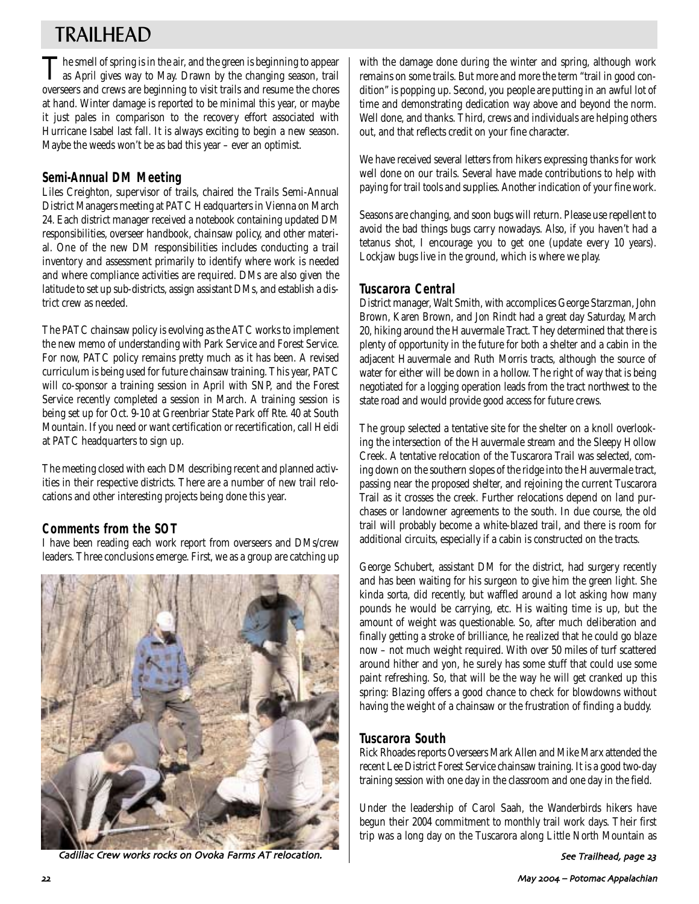# TRAILHEAD

The smell of spring is in the air, and the green is beginning to appear as April gives way to May. Drawn by the changing season, trail overseers and crews are beginning to visit trails and resume the chores at hand. Winter damage is reported to be minimal this year, or maybe it just pales in comparison to the recovery effort associated with Hurricane Isabel last fall. It is always exciting to begin a new season. Maybe the weeds won't be as bad this year – ever an optimist.

## Semi-Annual DM Meeting

Liles Creighton, supervisor of trails, chaired the Trails Semi-Annual District Managers meeting at PATC Headquarters in Vienna on March 24. Each district manager received a notebook containing updated DM responsibilities, overseer handbook, chainsaw policy, and other material. One of the new DM responsibilities includes conducting a trail inventory and assessment primarily to identify where work is needed and where compliance activities are required. DMs are also given the latitude to set up sub-districts, assign assistant DMs, and establish a district crew as needed.

The PATC chainsaw policy is evolving as the ATC works to implement the new memo of understanding with Park Service and Forest Service. For now, PATC policy remains pretty much as it has been. A revised curriculum is being used for future chainsaw training. This year, PATC will co-sponsor a training session in April with SNP, and the Forest Service recently completed a session in March. A training session is being set up for Oct. 9-10 at Greenbriar State Park off Rte. 40 at South Mountain. If you need or want certification or recertification, call Heidi at PATC headquarters to sign up.

The meeting closed with each DM describing recent and planned activities in their respective districts. There are a number of new trail relocations and other interesting projects being done this year.

## Comments from the SOT

I have been reading each work report from overseers and DMs/crew leaders. Three conclusions emerge. First, we as a group are catching up with the damage done during the winter and spring, although work remains on some trails. But more and more the term "trail in good condition" is popping up. Second, you people are putting in an awful lot of time and demonstrating dedication way above and beyond the norm. Well done, and thanks. Third, crews and individuals are helping others out, and that reflects credit on your fine character.

We have received several letters from hikers expressing thanks for work well done on our trails. Several have made contributions to help with paying for trail tools and supplies. Another indication of your fine work.

Seasons are changing, and soon bugs will return. Please use repellent to avoid the bad things bugs carry nowadays. Also, if you haven't had a tetanus shot, I encourage you to get one (update every 10 years). Lockjaw bugs live in the ground, which is where we play.

Cadillac Crew works rocks on Ovoka Farms AT relocation.

## Tuscarora Central

District manager, Walt Smith, with accomplices George Starzman, John Brown, Karen Brown, and Jon Rindt had a great day Saturday, March 20, hiking around the Hauvermale Tract. They determined that there is plenty of opportunity in the future for both a shelter and a cabin in the adjacent Hauvermale and Ruth Morris tracts, although the source of water for either will be down in a hollow. The right of way that is being negotiated for a logging operation leads from the tract northwest to the state road and would provide good access for future crews.

The group selected a tentative site for the shelter on a knoll overlooking the intersection of the Hauvermale stream and the Sleepy Hollow Creek. A tentative relocation of the Tuscarora Trail was selected, coming down on the southern slopes of the ridge into the Hauvermale tract, passing near the proposed shelter, and rejoining the current Tuscarora Trail as it crosses the creek. Further relocations depend on land purchases or landowner agreements to the south. In due course, the old trail will probably become a white-blazed trail, and there is room for additional circuits, especially if a cabin is constructed on the tracts.

George Schubert, assistant DM for the district, had surgery recently and has been waiting for his surgeon to give him the green light. She kinda sorta, did recently, but waffled around a lot asking how many pounds he would be carrying, etc. His waiting time is up, but the amount of weight was questionable. So, after much deliberation and finally getting a stroke of brilliance, he realized that he could go blaze now – not much weight required. With over 50 miles of turf scattered around hither and yon, he surely has some stuff that could use some paint refreshing. So, that will be the way he will get cranked up this spring: Blazing offers a good chance to check for blowdowns without having the weight of a chainsaw or the frustration of finding a buddy.

## Tuscarora South

Rick Rhoades reports Overseers Mark Allen and Mike Marx attended the recent Lee District Forest Service chainsaw training. It is a good two-day training session with one day in the classroom and one day in the field.

Under the leadership of Carol Saah, the Wanderbirds hikers have begun their 2004 commitment to monthly trail work days. Their first trip was a long day on the Tuscarora along Little North Mountain as

*See Trailhead, page 23*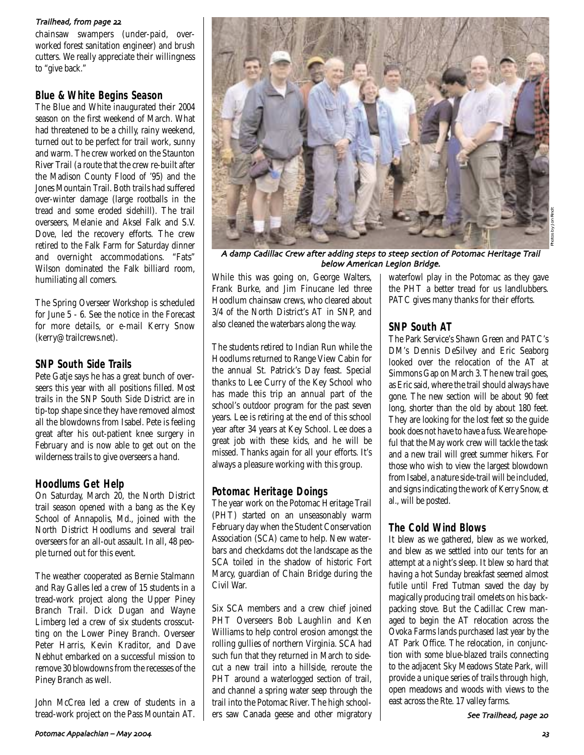*Trailhead, from page 22*

chainsaw swampers (under-paid, over-worked forest sanitation engineer) and brush cutters. We really appreciate their willingness to "give back."

## Blue & White Begins Season

The Blue and White inaugurated their 2004 season on the first weekend of March. What had threatened to be a chilly, rainy weekend, turned out to be perfect for trail work, sunny and warm. The crew worked on the Staunton River Trail (a route that the crew re-built after the Madison County Flood of '95) and the Jones Mountain Trail. Both trails had suffered over-winter damage (large rootballs in the tread and some eroded sidehill). The trail overseers, Melanie and Aksel Falk and S.V. Dove, led the recovery efforts. The crew retired to the Falk Farm for Saturday dinner and overnight accommodations. "Fats" Wilson dominated the Falk billiard room, humiliating all comers.

The Spring Overseer Workshop is scheduled for June 5 - 6. See the notice in the Forecast for more details, or e-mail Kerry Snow (kerry@trailcrews.net).

## SNP South Side Trails

Pete Gatje says he has a great bunch of overseers this year with all positions filled. Most trails in the SNP South Side District are in tip-top shape since they have removed almost all the blowdowns from Isabel. Pete is feeling great after his out-patient knee surgery in February and is now able to get out on the wilderness trails to give overseers a hand.

## Hoodlums Get Help

On Saturday, March 20, the North District trail season opened with a bang as the Key School of Annapolis, Md., joined with the North District Hoodlums and several trail overseers for an all-out assault. In all, 48 people turned out for this event.

The weather cooperated as Bernie Stalmann and Ray Galles led a crew of 15 students in a tread-work project along the Upper Piney Branch Trail. Dick Dugan and Wayne Limberg led a crew of six students crosscutting on the Lower Piney Branch. Overseer Peter Harris, Kevin Kraditor, and Dave Nebhut embarked on a successful mission to remove 30 blowdowns from the recesses of the Piney Branch as well.

John McCrea led a crew of students in a tread-work project on the Pass Mountain AT. While this was going on, George Walters, Frank Burke, and Jim Finucane led three Hoodlum chainsaw crews, who cleared about 3/4 of the North District's AT in SNP, and also cleaned the waterbars along the way.

The students retired to Indian Run while the Hoodlums returned to Range View Cabin for the annual St. Patrick's Day feast. Special thanks to Lee Curry of the Key School who has made this trip an annual part of the school's outdoor program for the past seven years. Lee is retiring at the end of this school year after 34 years at Key School. Lee does a great job with these kids, and he will be missed. Thanks again for all your efforts. It's always a pleasure working with this group.

*A damp Cadillac Crew after adding steps to steep section of Potomac Heritage Trail below American Legion Bridge.*

Photos by Jon Rindt

## Potomac Heritage Doings

The year work on the Potomac Heritage Trail (PHT) started on an unseasonably warm February day when the Student Conservation Association (SCA) came to help. New waterbars and checkdams dot the landscape as the SCA toiled in the shadow of historic Fort Marcy, guardian of Chain Bridge during the Civil War.

Six SCA members and a crew chief joined PHT Overseers Bob Laughlin and Ken Williams to help control erosion amongst the rolling gullies of northern Virginia. SCA had such fun that they returned in March to sidecut a new trail into a hillside, reroute the PHT around a waterlogged section of trail, and channel a spring water seep through the trail into the Potomac River. The high schoolers saw Canada geese and other migratory waterfowl play in the Potomac as they gave the PHT a better tread for us landlubbers. PATC gives many thanks for their efforts.

## SNP South AT

The Park Service's Shawn Green and PATC's DM's Dennis DeSilvey and Eric Seaborg looked over the relocation of the AT at Simmons Gap on March 3. The new trail goes, as Eric said, where the trail should always have gone. The new section will be about 90 feet long, shorter than the old by about 180 feet. They are looking for the lost feet so the guide book does not have to have a fuss. We are hopeful that the May work crew will tackle the task and a new trail will greet summer hikers. For those who wish to view the largest blowdown from Isabel, a nature side-trail will be included, and signs indicating the work of Kerry Snow, *et al.*, will be posted.

## The Cold Wind Blows

It blew as we gathered, blew as we worked, and blew as we settled into our tents for an attempt at a night's sleep. It blew so hard that having a hot Sunday breakfast seemed almost futile until Fred Tutman saved the day by magically producing trail omelets on his backpacking stove. But the Cadillac Crew managed to begin the AT relocation across the Ovoka Farms lands purchased last year by the AT Park Office. The relocation, in conjunction with some blue-blazed trails connecting to the adjacent Sky Meadows State Park, will provide a unique series of trails through high, open meadows and woods with views to the east across the Rte. 17 valley farms.

*See Trailhead, page 20*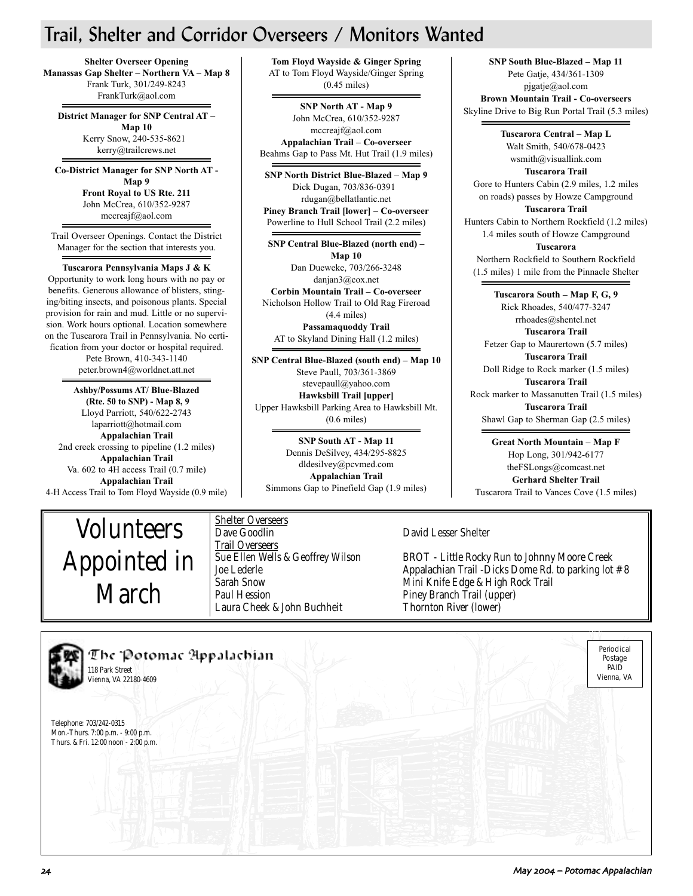# Trail, Shelter and Corridor Overseers / Monitors Wanted

**Shelter Overseer Opening**
**Manassas Gap Shelter – Northern VA – Map 8**
Frank Turk, 301/249-8243
FrankTurk@aol.com

**District Manager for SNP Central AT – Map 10**
Kerry Snow, 240-535-8621
kerry@trailcrews.net

**Co-District Manager for SNP North AT - Map 9**
**Front Royal to US Rte. 211**
John McCrea, 610/352-9287
mccreajf@aol.com

Trail Overseer Openings. Contact the District Manager for the section that interests you.

**Tuscarora Pennsylvania Maps J & K**
Opportunity to work long hours with no pay or benefits. Generous allowance of blisters, sting-ing/biting insects, and poisonous plants. Special provision for rain and mud. Little or no supervision. Work hours optional. Location somewhere on the Tuscarora Trail in Pennsylvania. No certification from your doctor or hospital required.
Pete Brown, 410-343-1140
peter.brown4@worldnet.att.net

**Ashby/Possums AT/ Blue-Blazed (Rte. 50 to SNP) - Map 8, 9**
Lloyd Parriott, 540/622-2743
laparriott@hotmail.com
**Appalachian Trail**
2nd creek crossing to pipeline (1.2 miles)
**Appalachian Trail**
Va. 602 to 4H access Trail (0.7 mile)
**Appalachian Trail**
4-H Access Trail to Tom Floyd Wayside (0.9 mile)

**Tom Floyd Wayside & Ginger Spring**
AT to Tom Floyd Wayside/Ginger Spring (0.45 miles)

**SNP North AT - Map 9**
John McCrea, 610/352-9287
mccreajf@aol.com
**Appalachian Trail – Co-overseer**
Beahms Gap to Pass Mt. Hut Trail (1.9 miles)

**SNP North District Blue-Blazed – Map 9**
Dick Dugan, 703/836-0391
rdugan@bellatlantic.net
**Piney Branch Trail [lower] – Co-overseer**
Powerline to Hull School Trail (2.2 miles)

**SNP Central Blue-Blazed (north end) – Map 10**
Dan Dueweke, 703/266-3248
danjan3@cox.net
**Corbin Mountain Trail – Co-overseer**
Nicholson Hollow Trail to Old Rag Fireroad (4.4 miles)
**Passamaquoddy Trail**
AT to Skyland Dining Hall (1.2 miles)

**SNP Central Blue-Blazed (south end) – Map 10**
Steve Paull, 703/361-3869
stevepaull@yahoo.com
**Hawksbill Trail [upper]**
Upper Hawksbill Parking Area to Hawksbill Mt. (0.6 miles)

**SNP South AT - Map 11**
Dennis DeSilvey, 434/295-8825
dldesilvey@pcvmed.com
**Appalachian Trail**
Simmons Gap to Pinefield Gap (1.9 miles)

**SNP South Blue-Blazed – Map 11**
Pete Gatje, 434/361-1309
pjgatje@aol.com
**Brown Mountain Trail - Co-overseers**
Skyline Drive to Big Run Portal Trail (5.3 miles)

**Tuscarora Central – Map L**
Walt Smith, 540/678-0423
wsmith@visuallink.com
**Tuscarora Trail**
Gore to Hunters Cabin (2.9 miles, 1.2 miles on roads) passes by Howze Campground
**Tuscarora Trail**
Hunters Cabin to Northern Rockfield (1.2 miles) 1.4 miles south of Howze Campground
**Tuscarora**
Northern Rockfield to Southern Rockfield (1.5 miles) 1 mile from the Pinnacle Shelter

**Tuscarora South – Map F, G, 9**
Rick Rhoades, 540/477-3247
rrhoades@shentel.net
**Tuscarora Trail**
Fetzer Gap to Maurertown (5.7 miles)
**Tuscarora Trail**
Doll Ridge to Rock marker (1.5 miles)
**Tuscarora Trail**
Rock marker to Massanutten Trail (1.5 miles)
**Tuscarora Trail**
Shawl Gap to Sherman Gap (2.5 miles)

**Great North Mountain – Map F**
Hop Long, 301/942-6177
theFSLongs@comcast.net
**Gerhard Shelter Trail**
Tuscarora Trail to Vances Cove (1.5 miles)

## Volunteers Appointed in March

<u>Shelter Overseers</u>

| | |
|---|---|
| Dave Goodlin | David Lesser Shelter |

<u>Trail Overseers</u>

| | |
|---|---|
| Sue Ellen Wells & Geoffrey Wilson | BROT - Little Rocky Run to Johnny Moore Creek |
| Joe Lederle | Appalachian Trail -Dicks Dome Rd. to parking lot # 8 |
| Sarah Snow | Mini Knife Edge & High Rock Trail |
| Paul Hession | Piney Branch Trail (upper) |
| Laura Cheek & John Buchheit | Thornton River (lower) |

The Potomac Appalachian
118 Park Street
Vienna, VA 22180-4609

Telephone: 703/242-0315
Mon.-Thurs. 7:00 p.m. - 9:00 p.m.
Thurs. & Fri. 12:00 noon - 2:00 p.m.

Periodical Postage PAID Vienna, VA